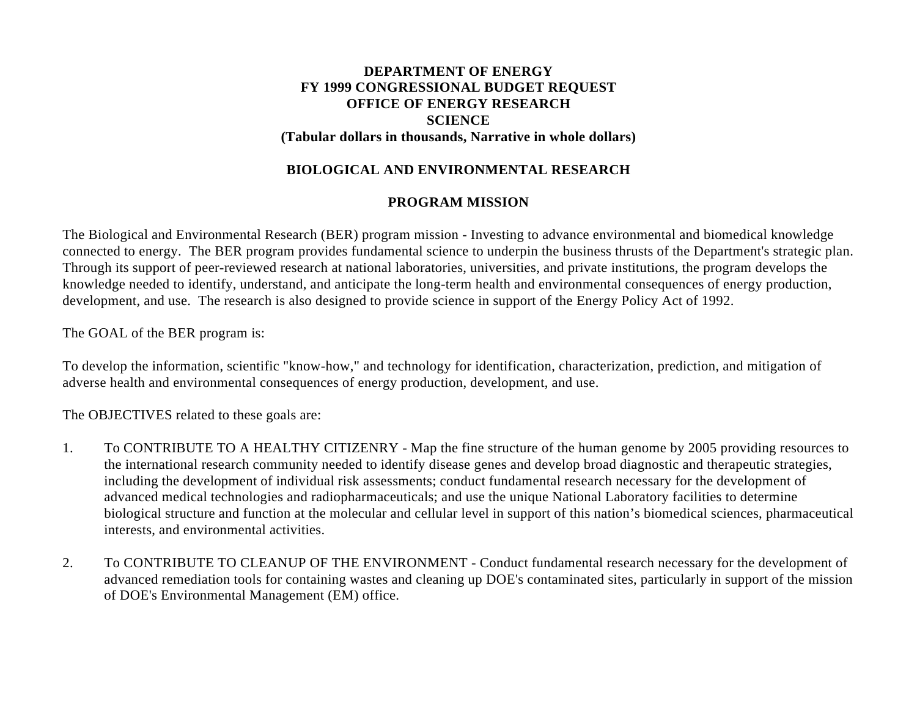# DEPARTMENT OF ENERGY
# FY 1999 CONGRESSIONAL BUDGET REQUEST
# OFFICE OF ENERGY RESEARCH
# SCIENCE
**(Tabular dollars in thousands, Narrative in whole dollars)**

## BIOLOGICAL AND ENVIRONMENTAL RESEARCH

## PROGRAM MISSION

The Biological and Environmental Research (BER) program mission - Investing to advance environmental and biomedical knowledge connected to energy. The BER program provides fundamental science to underpin the business thrusts of the Department's strategic plan. Through its support of peer-reviewed research at national laboratories, universities, and private institutions, the program develops the knowledge needed to identify, understand, and anticipate the long-term health and environmental consequences of energy production, development, and use. The research is also designed to provide science in support of the Energy Policy Act of 1992.

The GOAL of the BER program is:

To develop the information, scientific "know-how," and technology for identification, characterization, prediction, and mitigation of adverse health and environmental consequences of energy production, development, and use.

The OBJECTIVES related to these goals are:

1. To CONTRIBUTE TO A HEALTHY CITIZENRY - Map the fine structure of the human genome by 2005 providing resources to the international research community needed to identify disease genes and develop broad diagnostic and therapeutic strategies, including the development of individual risk assessments; conduct fundamental research necessary for the development of advanced medical technologies and radiopharmaceuticals; and use the unique National Laboratory facilities to determine biological structure and function at the molecular and cellular level in support of this nation's biomedical sciences, pharmaceutical interests, and environmental activities.

2. To CONTRIBUTE TO CLEANUP OF THE ENVIRONMENT - Conduct fundamental research necessary for the development of advanced remediation tools for containing wastes and cleaning up DOE's contaminated sites, particularly in support of the mission of DOE's Environmental Management (EM) office.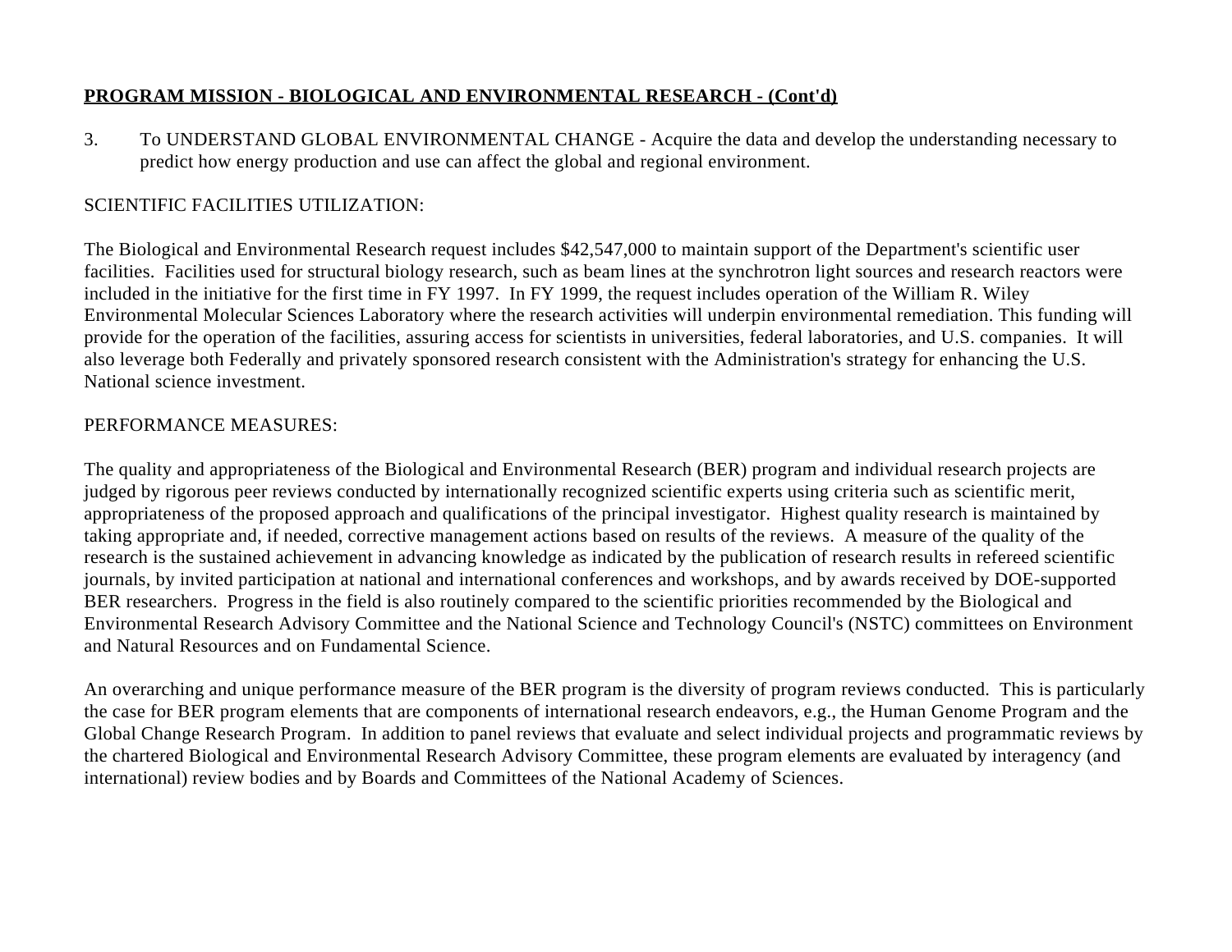**PROGRAM MISSION - BIOLOGICAL AND ENVIRONMENTAL RESEARCH - (Cont'd)**

3. To UNDERSTAND GLOBAL ENVIRONMENTAL CHANGE - Acquire the data and develop the understanding necessary to predict how energy production and use can affect the global and regional environment.

SCIENTIFIC FACILITIES UTILIZATION:

The Biological and Environmental Research request includes $42,547,000 to maintain support of the Department's scientific user facilities. Facilities used for structural biology research, such as beam lines at the synchrotron light sources and research reactors were included in the initiative for the first time in FY 1997. In FY 1999, the request includes operation of the William R. Wiley Environmental Molecular Sciences Laboratory where the research activities will underpin environmental remediation. This funding will provide for the operation of the facilities, assuring access for scientists in universities, federal laboratories, and U.S. companies. It will also leverage both Federally and privately sponsored research consistent with the Administration's strategy for enhancing the U.S. National science investment.

PERFORMANCE MEASURES:

The quality and appropriateness of the Biological and Environmental Research (BER) program and individual research projects are judged by rigorous peer reviews conducted by internationally recognized scientific experts using criteria such as scientific merit, appropriateness of the proposed approach and qualifications of the principal investigator. Highest quality research is maintained by taking appropriate and, if needed, corrective management actions based on results of the reviews. A measure of the quality of the research is the sustained achievement in advancing knowledge as indicated by the publication of research results in refereed scientific journals, by invited participation at national and international conferences and workshops, and by awards received by DOE-supported BER researchers. Progress in the field is also routinely compared to the scientific priorities recommended by the Biological and Environmental Research Advisory Committee and the National Science and Technology Council's (NSTC) committees on Environment and Natural Resources and on Fundamental Science.

An overarching and unique performance measure of the BER program is the diversity of program reviews conducted. This is particularly the case for BER program elements that are components of international research endeavors, e.g., the Human Genome Program and the Global Change Research Program. In addition to panel reviews that evaluate and select individual projects and programmatic reviews by the chartered Biological and Environmental Research Advisory Committee, these program elements are evaluated by interagency (and international) review bodies and by Boards and Committees of the National Academy of Sciences.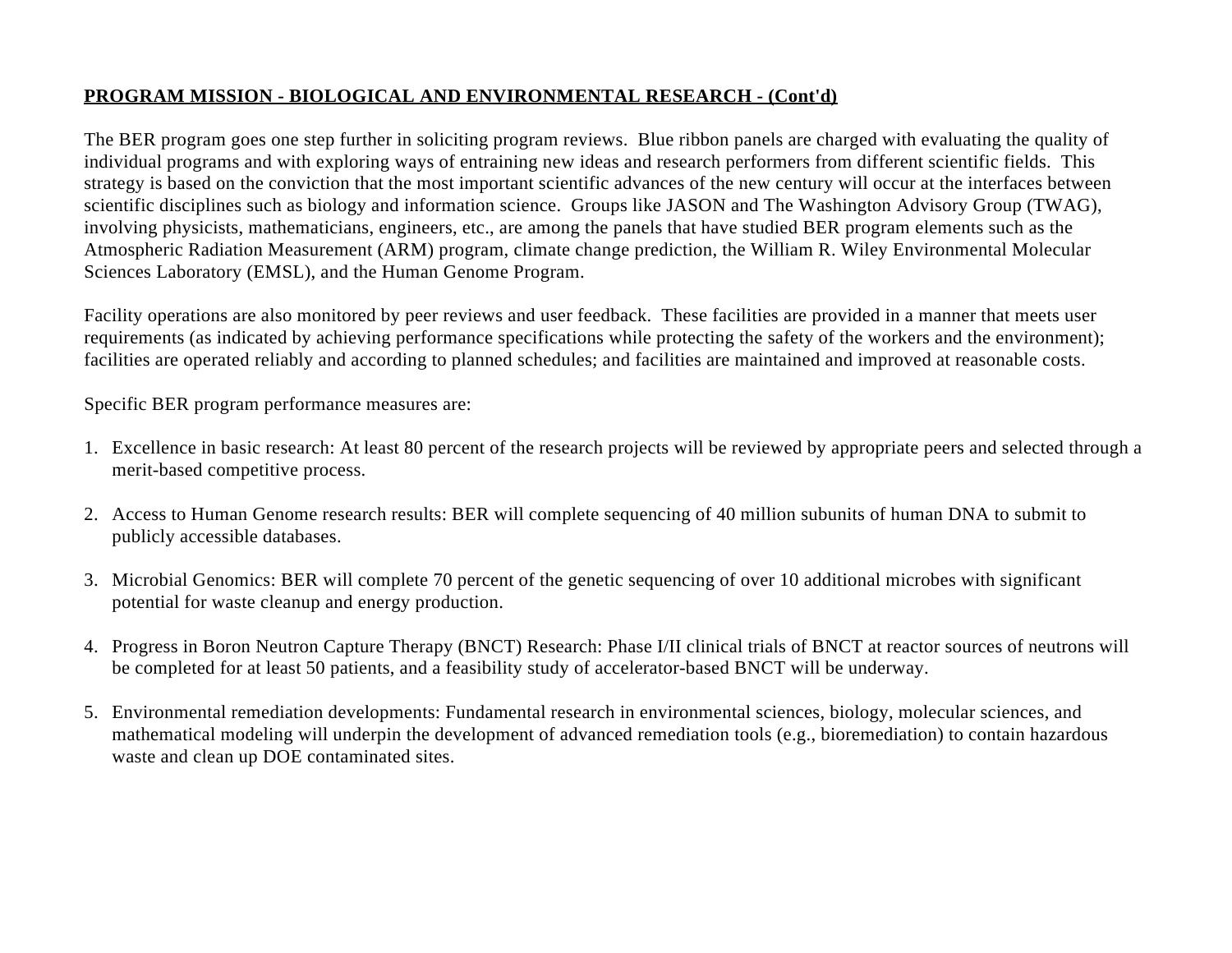**PROGRAM MISSION - BIOLOGICAL AND ENVIRONMENTAL RESEARCH - (Cont'd)**

The BER program goes one step further in soliciting program reviews. Blue ribbon panels are charged with evaluating the quality of individual programs and with exploring ways of entraining new ideas and research performers from different scientific fields. This strategy is based on the conviction that the most important scientific advances of the new century will occur at the interfaces between scientific disciplines such as biology and information science. Groups like JASON and The Washington Advisory Group (TWAG), involving physicists, mathematicians, engineers, etc., are among the panels that have studied BER program elements such as the Atmospheric Radiation Measurement (ARM) program, climate change prediction, the William R. Wiley Environmental Molecular Sciences Laboratory (EMSL), and the Human Genome Program.

Facility operations are also monitored by peer reviews and user feedback. These facilities are provided in a manner that meets user requirements (as indicated by achieving performance specifications while protecting the safety of the workers and the environment); facilities are operated reliably and according to planned schedules; and facilities are maintained and improved at reasonable costs.

Specific BER program performance measures are:

1. Excellence in basic research: At least 80 percent of the research projects will be reviewed by appropriate peers and selected through a merit-based competitive process.

2. Access to Human Genome research results: BER will complete sequencing of 40 million subunits of human DNA to submit to publicly accessible databases.

3. Microbial Genomics: BER will complete 70 percent of the genetic sequencing of over 10 additional microbes with significant potential for waste cleanup and energy production.

4. Progress in Boron Neutron Capture Therapy (BNCT) Research: Phase I/II clinical trials of BNCT at reactor sources of neutrons will be completed for at least 50 patients, and a feasibility study of accelerator-based BNCT will be underway.

5. Environmental remediation developments: Fundamental research in environmental sciences, biology, molecular sciences, and mathematical modeling will underpin the development of advanced remediation tools (e.g., bioremediation) to contain hazardous waste and clean up DOE contaminated sites.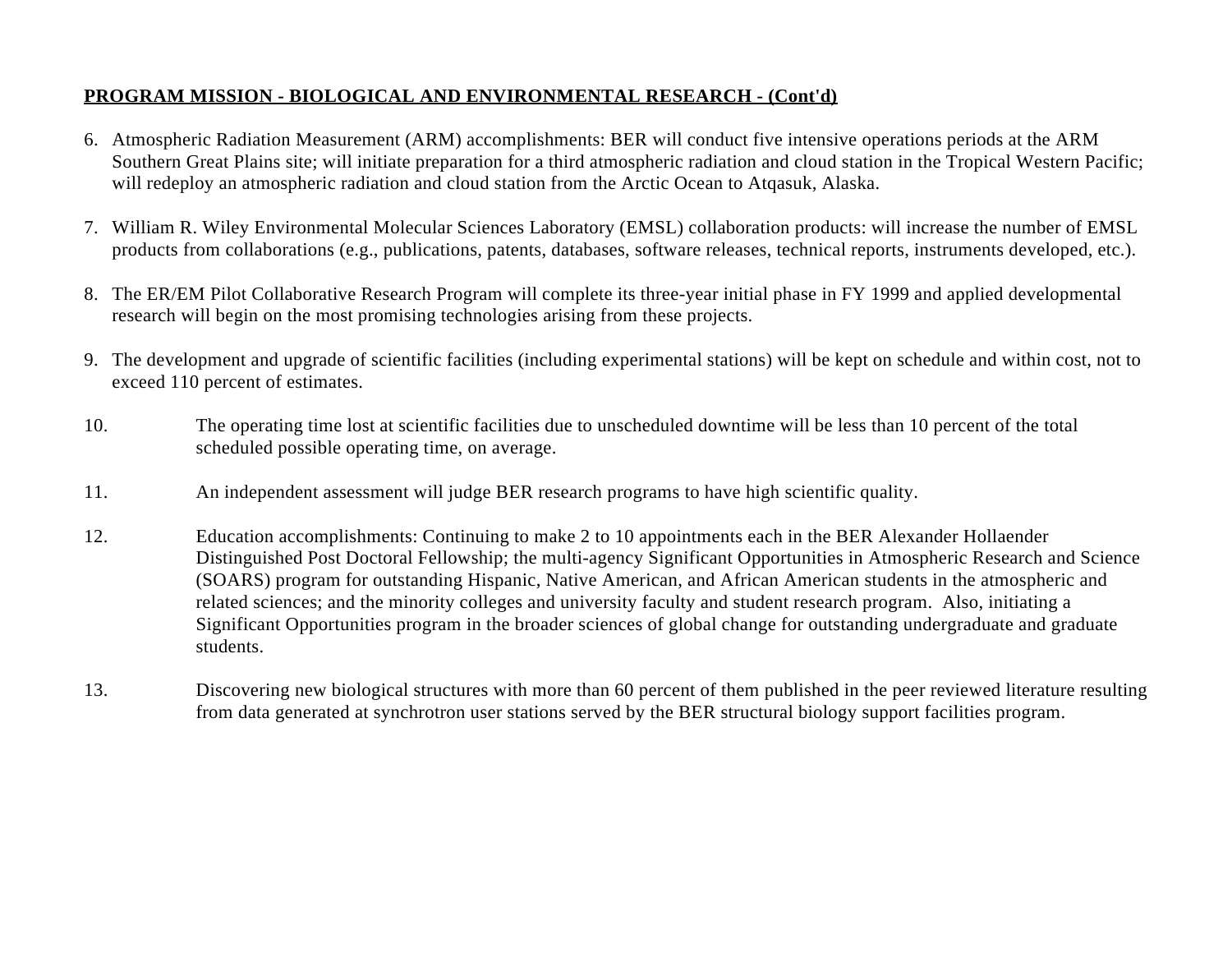**PROGRAM MISSION - BIOLOGICAL AND ENVIRONMENTAL RESEARCH - (Cont'd)**

6. Atmospheric Radiation Measurement (ARM) accomplishments: BER will conduct five intensive operations periods at the ARM Southern Great Plains site; will initiate preparation for a third atmospheric radiation and cloud station in the Tropical Western Pacific; will redeploy an atmospheric radiation and cloud station from the Arctic Ocean to Atqasuk, Alaska.

7. William R. Wiley Environmental Molecular Sciences Laboratory (EMSL) collaboration products: will increase the number of EMSL products from collaborations (e.g., publications, patents, databases, software releases, technical reports, instruments developed, etc.).

8. The ER/EM Pilot Collaborative Research Program will complete its three-year initial phase in FY 1999 and applied developmental research will begin on the most promising technologies arising from these projects.

9. The development and upgrade of scientific facilities (including experimental stations) will be kept on schedule and within cost, not to exceed 110 percent of estimates.

10. The operating time lost at scientific facilities due to unscheduled downtime will be less than 10 percent of the total scheduled possible operating time, on average.

11. An independent assessment will judge BER research programs to have high scientific quality.

12. Education accomplishments: Continuing to make 2 to 10 appointments each in the BER Alexander Hollaender Distinguished Post Doctoral Fellowship; the multi-agency Significant Opportunities in Atmospheric Research and Science (SOARS) program for outstanding Hispanic, Native American, and African American students in the atmospheric and related sciences; and the minority colleges and university faculty and student research program. Also, initiating a Significant Opportunities program in the broader sciences of global change for outstanding undergraduate and graduate students.

13. Discovering new biological structures with more than 60 percent of them published in the peer reviewed literature resulting from data generated at synchrotron user stations served by the BER structural biology support facilities program.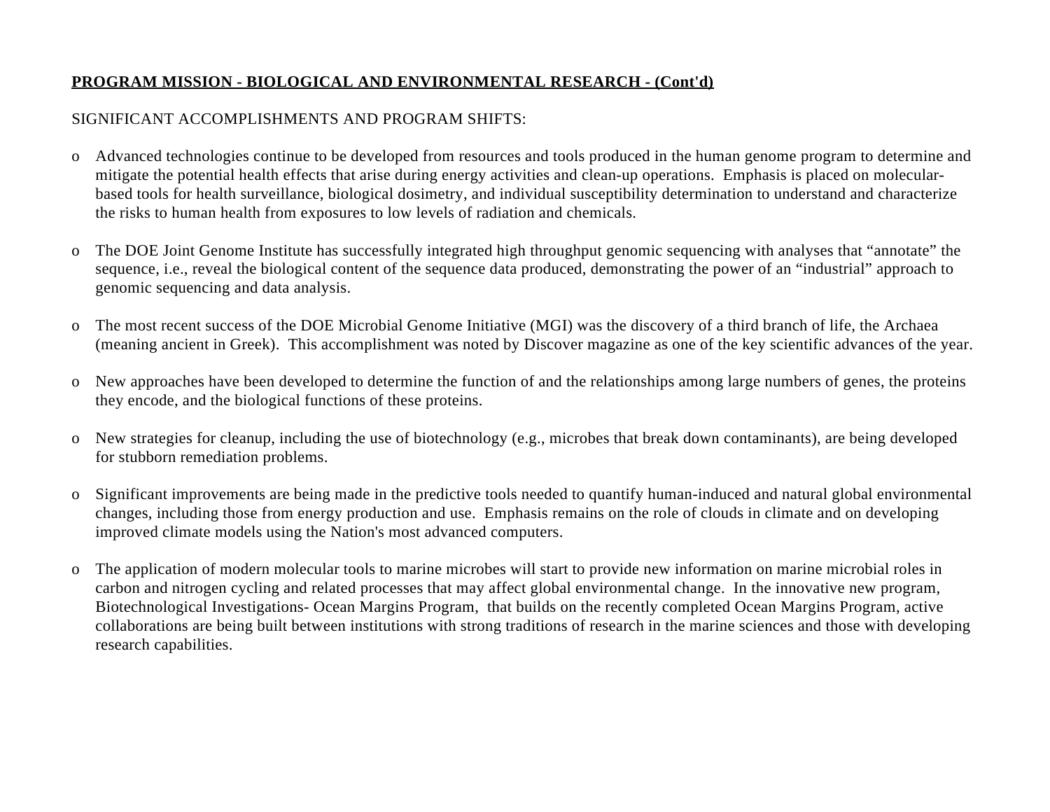**PROGRAM MISSION - BIOLOGICAL AND ENVIRONMENTAL RESEARCH - (Cont'd)**

SIGNIFICANT ACCOMPLISHMENTS AND PROGRAM SHIFTS:

- Advanced technologies continue to be developed from resources and tools produced in the human genome program to determine and mitigate the potential health effects that arise during energy activities and clean-up operations. Emphasis is placed on molecular-based tools for health surveillance, biological dosimetry, and individual susceptibility determination to understand and characterize the risks to human health from exposures to low levels of radiation and chemicals.

- The DOE Joint Genome Institute has successfully integrated high throughput genomic sequencing with analyses that "annotate" the sequence, i.e., reveal the biological content of the sequence data produced, demonstrating the power of an "industrial" approach to genomic sequencing and data analysis.

- The most recent success of the DOE Microbial Genome Initiative (MGI) was the discovery of a third branch of life, the Archaea (meaning ancient in Greek). This accomplishment was noted by Discover magazine as one of the key scientific advances of the year.

- New approaches have been developed to determine the function of and the relationships among large numbers of genes, the proteins they encode, and the biological functions of these proteins.

- New strategies for cleanup, including the use of biotechnology (e.g., microbes that break down contaminants), are being developed for stubborn remediation problems.

- Significant improvements are being made in the predictive tools needed to quantify human-induced and natural global environmental changes, including those from energy production and use. Emphasis remains on the role of clouds in climate and on developing improved climate models using the Nation's most advanced computers.

- The application of modern molecular tools to marine microbes will start to provide new information on marine microbial roles in carbon and nitrogen cycling and related processes that may affect global environmental change. In the innovative new program, Biotechnological Investigations- Ocean Margins Program, that builds on the recently completed Ocean Margins Program, active collaborations are being built between institutions with strong traditions of research in the marine sciences and those with developing research capabilities.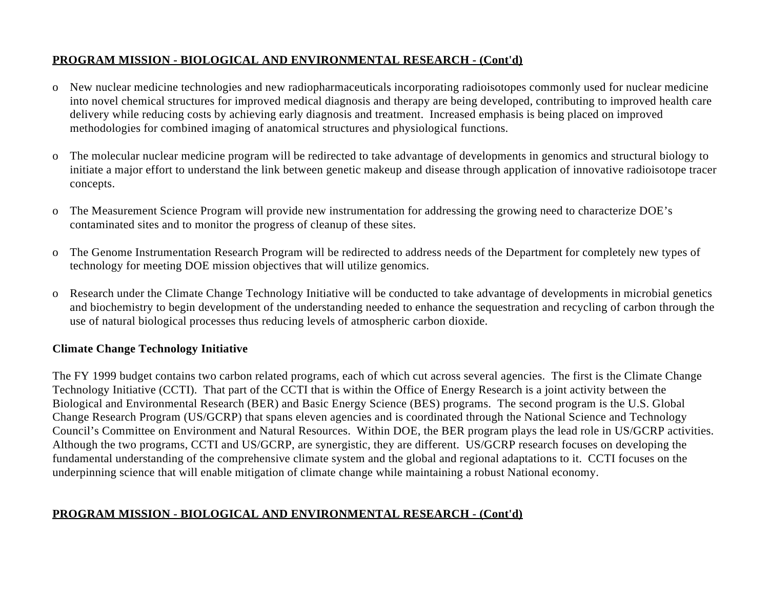**PROGRAM MISSION - BIOLOGICAL AND ENVIRONMENTAL RESEARCH - (Cont'd)**

- New nuclear medicine technologies and new radiopharmaceuticals incorporating radioisotopes commonly used for nuclear medicine into novel chemical structures for improved medical diagnosis and therapy are being developed, contributing to improved health care delivery while reducing costs by achieving early diagnosis and treatment. Increased emphasis is being placed on improved methodologies for combined imaging of anatomical structures and physiological functions.

- The molecular nuclear medicine program will be redirected to take advantage of developments in genomics and structural biology to initiate a major effort to understand the link between genetic makeup and disease through application of innovative radioisotope tracer concepts.

- The Measurement Science Program will provide new instrumentation for addressing the growing need to characterize DOE's contaminated sites and to monitor the progress of cleanup of these sites.

- The Genome Instrumentation Research Program will be redirected to address needs of the Department for completely new types of technology for meeting DOE mission objectives that will utilize genomics.

- Research under the Climate Change Technology Initiative will be conducted to take advantage of developments in microbial genetics and biochemistry to begin development of the understanding needed to enhance the sequestration and recycling of carbon through the use of natural biological processes thus reducing levels of atmospheric carbon dioxide.

**Climate Change Technology Initiative**

The FY 1999 budget contains two carbon related programs, each of which cut across several agencies. The first is the Climate Change Technology Initiative (CCTI). That part of the CCTI that is within the Office of Energy Research is a joint activity between the Biological and Environmental Research (BER) and Basic Energy Science (BES) programs. The second program is the U.S. Global Change Research Program (US/GCRP) that spans eleven agencies and is coordinated through the National Science and Technology Council's Committee on Environment and Natural Resources. Within DOE, the BER program plays the lead role in US/GCRP activities. Although the two programs, CCTI and US/GCRP, are synergistic, they are different. US/GCRP research focuses on developing the fundamental understanding of the comprehensive climate system and the global and regional adaptations to it. CCTI focuses on the underpinning science that will enable mitigation of climate change while maintaining a robust National economy.

**PROGRAM MISSION - BIOLOGICAL AND ENVIRONMENTAL RESEARCH - (Cont'd)**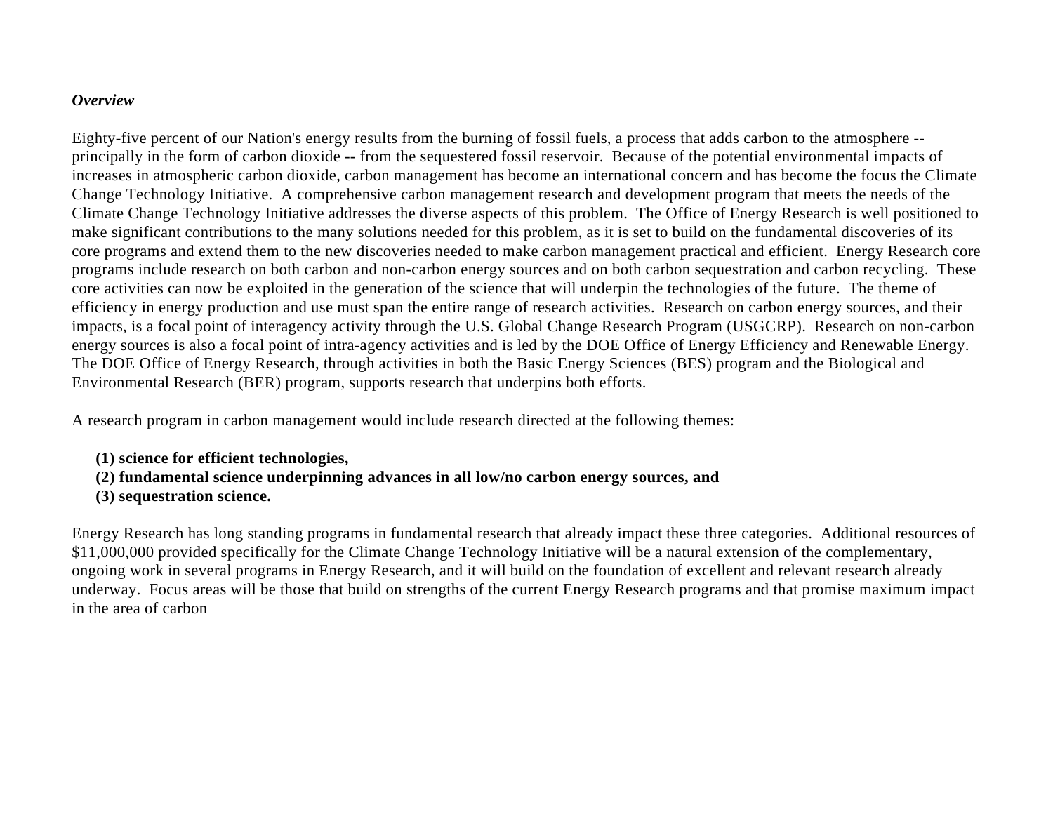***Overview***

Eighty-five percent of our Nation's energy results from the burning of fossil fuels, a process that adds carbon to the atmosphere -- principally in the form of carbon dioxide -- from the sequestered fossil reservoir. Because of the potential environmental impacts of increases in atmospheric carbon dioxide, carbon management has become an international concern and has become the focus the Climate Change Technology Initiative. A comprehensive carbon management research and development program that meets the needs of the Climate Change Technology Initiative addresses the diverse aspects of this problem. The Office of Energy Research is well positioned to make significant contributions to the many solutions needed for this problem, as it is set to build on the fundamental discoveries of its core programs and extend them to the new discoveries needed to make carbon management practical and efficient. Energy Research core programs include research on both carbon and non-carbon energy sources and on both carbon sequestration and carbon recycling. These core activities can now be exploited in the generation of the science that will underpin the technologies of the future. The theme of efficiency in energy production and use must span the entire range of research activities. Research on carbon energy sources, and their impacts, is a focal point of interagency activity through the U.S. Global Change Research Program (USGCRP). Research on non-carbon energy sources is also a focal point of intra-agency activities and is led by the DOE Office of Energy Efficiency and Renewable Energy. The DOE Office of Energy Research, through activities in both the Basic Energy Sciences (BES) program and the Biological and Environmental Research (BER) program, supports research that underpins both efforts.

A research program in carbon management would include research directed at the following themes:

**(1) science for efficient technologies,**
**(2) fundamental science underpinning advances in all low/no carbon energy sources, and**
**(3) sequestration science.**

Energy Research has long standing programs in fundamental research that already impact these three categories. Additional resources of $11,000,000 provided specifically for the Climate Change Technology Initiative will be a natural extension of the complementary, ongoing work in several programs in Energy Research, and it will build on the foundation of excellent and relevant research already underway. Focus areas will be those that build on strengths of the current Energy Research programs and that promise maximum impact in the area of carbon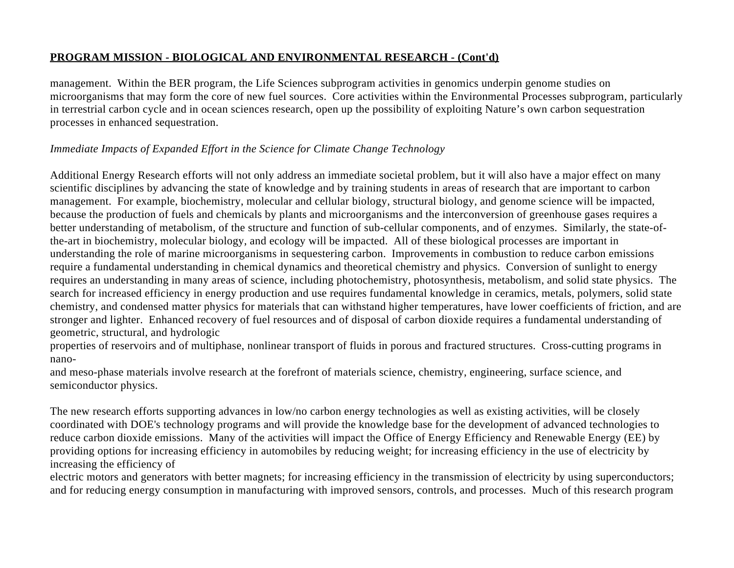**PROGRAM MISSION - BIOLOGICAL AND ENVIRONMENTAL RESEARCH - (Cont'd)**

management. Within the BER program, the Life Sciences subprogram activities in genomics underpin genome studies on microorganisms that may form the core of new fuel sources. Core activities within the Environmental Processes subprogram, particularly in terrestrial carbon cycle and in ocean sciences research, open up the possibility of exploiting Nature's own carbon sequestration processes in enhanced sequestration.

*Immediate Impacts of Expanded Effort in the Science for Climate Change Technology*

Additional Energy Research efforts will not only address an immediate societal problem, but it will also have a major effect on many scientific disciplines by advancing the state of knowledge and by training students in areas of research that are important to carbon management. For example, biochemistry, molecular and cellular biology, structural biology, and genome science will be impacted, because the production of fuels and chemicals by plants and microorganisms and the interconversion of greenhouse gases requires a better understanding of metabolism, of the structure and function of sub-cellular components, and of enzymes. Similarly, the state-of-the-art in biochemistry, molecular biology, and ecology will be impacted. All of these biological processes are important in understanding the role of marine microorganisms in sequestering carbon. Improvements in combustion to reduce carbon emissions require a fundamental understanding in chemical dynamics and theoretical chemistry and physics. Conversion of sunlight to energy requires an understanding in many areas of science, including photochemistry, photosynthesis, metabolism, and solid state physics. The search for increased efficiency in energy production and use requires fundamental knowledge in ceramics, metals, polymers, solid state chemistry, and condensed matter physics for materials that can withstand higher temperatures, have lower coefficients of friction, and are stronger and lighter. Enhanced recovery of fuel resources and of disposal of carbon dioxide requires a fundamental understanding of geometric, structural, and hydrologic properties of reservoirs and of multiphase, nonlinear transport of fluids in porous and fractured structures. Cross-cutting programs in nano- and meso-phase materials involve research at the forefront of materials science, chemistry, engineering, surface science, and semiconductor physics.

The new research efforts supporting advances in low/no carbon energy technologies as well as existing activities, will be closely coordinated with DOE's technology programs and will provide the knowledge base for the development of advanced technologies to reduce carbon dioxide emissions. Many of the activities will impact the Office of Energy Efficiency and Renewable Energy (EE) by providing options for increasing efficiency in automobiles by reducing weight; for increasing efficiency in the use of electricity by increasing the efficiency of electric motors and generators with better magnets; for increasing efficiency in the transmission of electricity by using superconductors; and for reducing energy consumption in manufacturing with improved sensors, controls, and processes. Much of this research program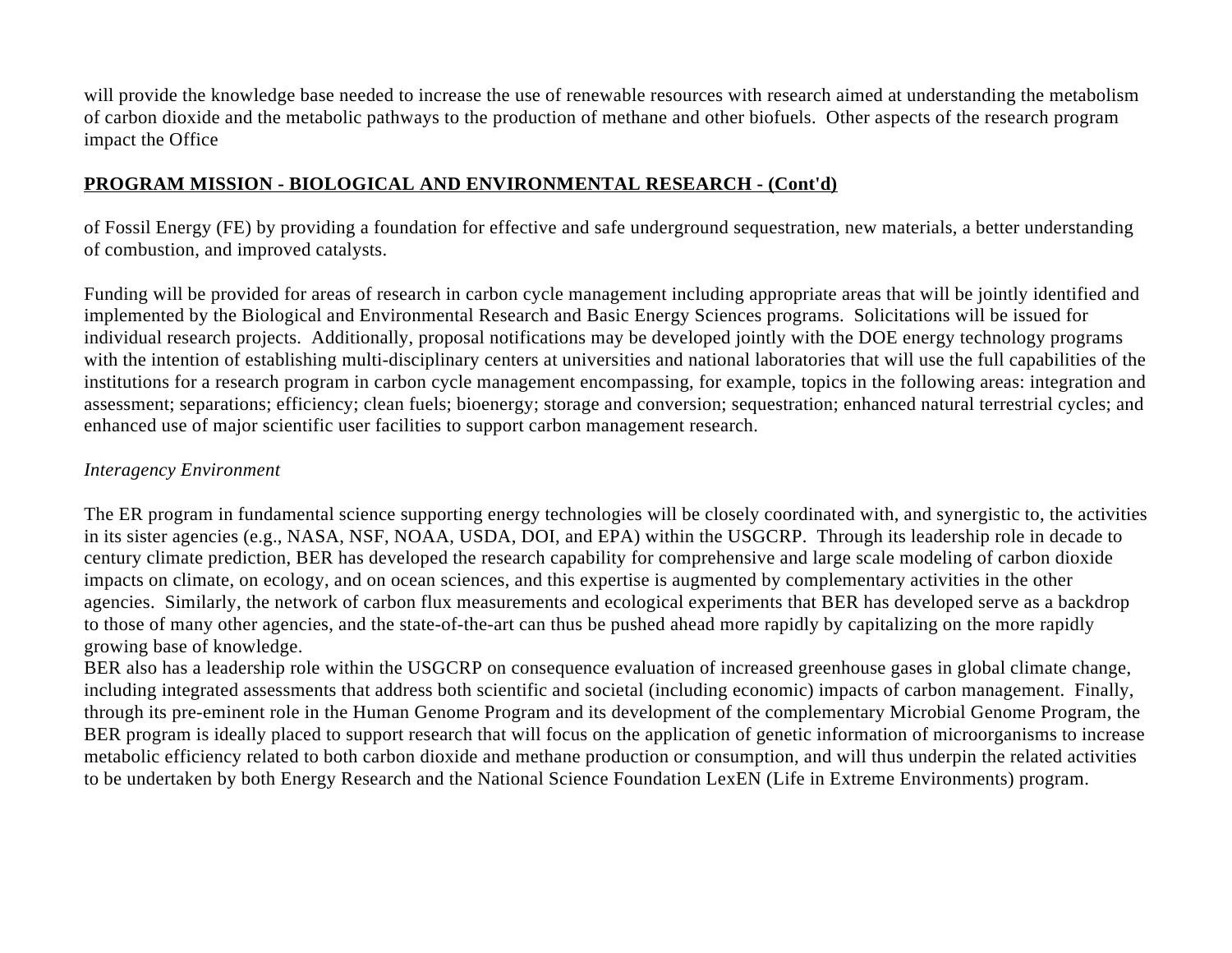will provide the knowledge base needed to increase the use of renewable resources with research aimed at understanding the metabolism of carbon dioxide and the metabolic pathways to the production of methane and other biofuels. Other aspects of the research program impact the Office

**PROGRAM MISSION - BIOLOGICAL AND ENVIRONMENTAL RESEARCH - (Cont'd)**

of Fossil Energy (FE) by providing a foundation for effective and safe underground sequestration, new materials, a better understanding of combustion, and improved catalysts.

Funding will be provided for areas of research in carbon cycle management including appropriate areas that will be jointly identified and implemented by the Biological and Environmental Research and Basic Energy Sciences programs. Solicitations will be issued for individual research projects. Additionally, proposal notifications may be developed jointly with the DOE energy technology programs with the intention of establishing multi-disciplinary centers at universities and national laboratories that will use the full capabilities of the institutions for a research program in carbon cycle management encompassing, for example, topics in the following areas: integration and assessment; separations; efficiency; clean fuels; bioenergy; storage and conversion; sequestration; enhanced natural terrestrial cycles; and enhanced use of major scientific user facilities to support carbon management research.

*Interagency Environment*

The ER program in fundamental science supporting energy technologies will be closely coordinated with, and synergistic to, the activities in its sister agencies (e.g., NASA, NSF, NOAA, USDA, DOI, and EPA) within the USGCRP. Through its leadership role in decade to century climate prediction, BER has developed the research capability for comprehensive and large scale modeling of carbon dioxide impacts on climate, on ecology, and on ocean sciences, and this expertise is augmented by complementary activities in the other agencies. Similarly, the network of carbon flux measurements and ecological experiments that BER has developed serve as a backdrop to those of many other agencies, and the state-of-the-art can thus be pushed ahead more rapidly by capitalizing on the more rapidly growing base of knowledge.

BER also has a leadership role within the USGCRP on consequence evaluation of increased greenhouse gases in global climate change, including integrated assessments that address both scientific and societal (including economic) impacts of carbon management. Finally, through its pre-eminent role in the Human Genome Program and its development of the complementary Microbial Genome Program, the BER program is ideally placed to support research that will focus on the application of genetic information of microorganisms to increase metabolic efficiency related to both carbon dioxide and methane production or consumption, and will thus underpin the related activities to be undertaken by both Energy Research and the National Science Foundation LexEN (Life in Extreme Environments) program.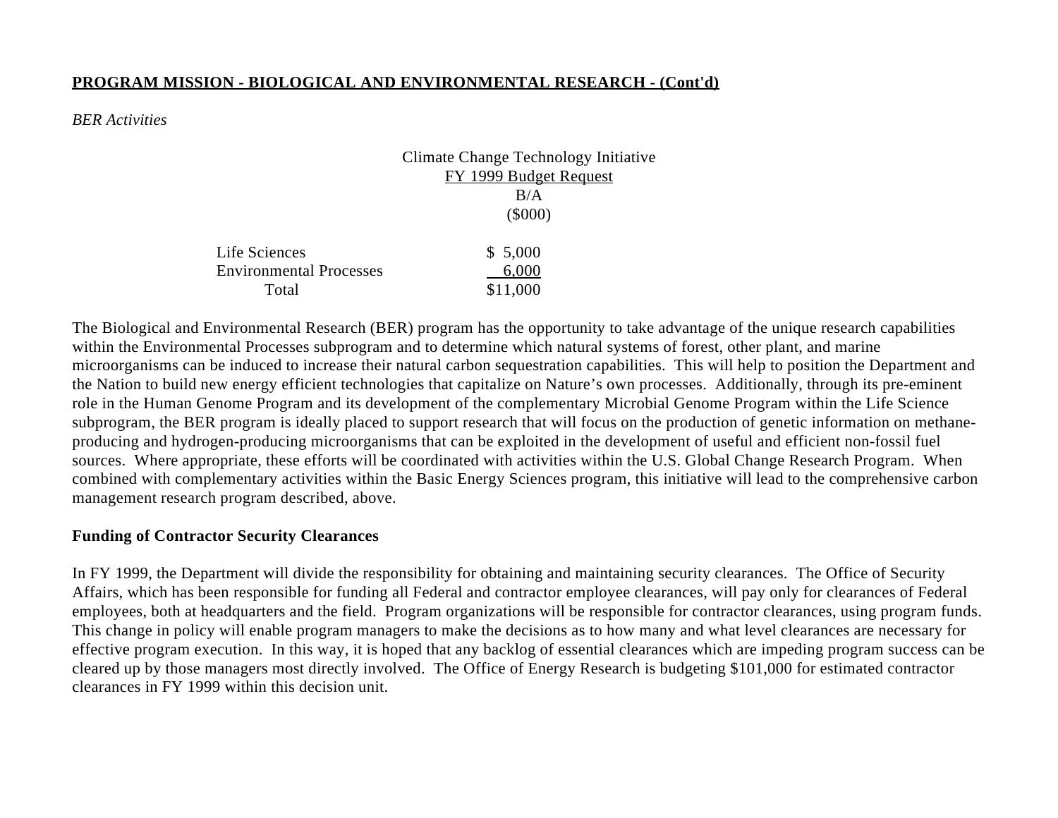**PROGRAM MISSION - BIOLOGICAL AND ENVIRONMENTAL RESEARCH - (Cont'd)**

*BER Activities*

Climate Change Technology Initiative
FY 1999 Budget Request
B/A
($000)

| | FY 1999 Budget Request B/A ($000) |
|---|---|
| Life Sciences | $ 5,000 |
| Environmental Processes | 6,000 |
| Total | $11,000 |

The Biological and Environmental Research (BER) program has the opportunity to take advantage of the unique research capabilities within the Environmental Processes subprogram and to determine which natural systems of forest, other plant, and marine microorganisms can be induced to increase their natural carbon sequestration capabilities. This will help to position the Department and the Nation to build new energy efficient technologies that capitalize on Nature's own processes. Additionally, through its pre-eminent role in the Human Genome Program and its development of the complementary Microbial Genome Program within the Life Science subprogram, the BER program is ideally placed to support research that will focus on the production of genetic information on methane-producing and hydrogen-producing microorganisms that can be exploited in the development of useful and efficient non-fossil fuel sources. Where appropriate, these efforts will be coordinated with activities within the U.S. Global Change Research Program. When combined with complementary activities within the Basic Energy Sciences program, this initiative will lead to the comprehensive carbon management research program described, above.

**Funding of Contractor Security Clearances**

In FY 1999, the Department will divide the responsibility for obtaining and maintaining security clearances. The Office of Security Affairs, which has been responsible for funding all Federal and contractor employee clearances, will pay only for clearances of Federal employees, both at headquarters and the field. Program organizations will be responsible for contractor clearances, using program funds. This change in policy will enable program managers to make the decisions as to how many and what level clearances are necessary for effective program execution. In this way, it is hoped that any backlog of essential clearances which are impeding program success can be cleared up by those managers most directly involved. The Office of Energy Research is budgeting $101,000 for estimated contractor clearances in FY 1999 within this decision unit.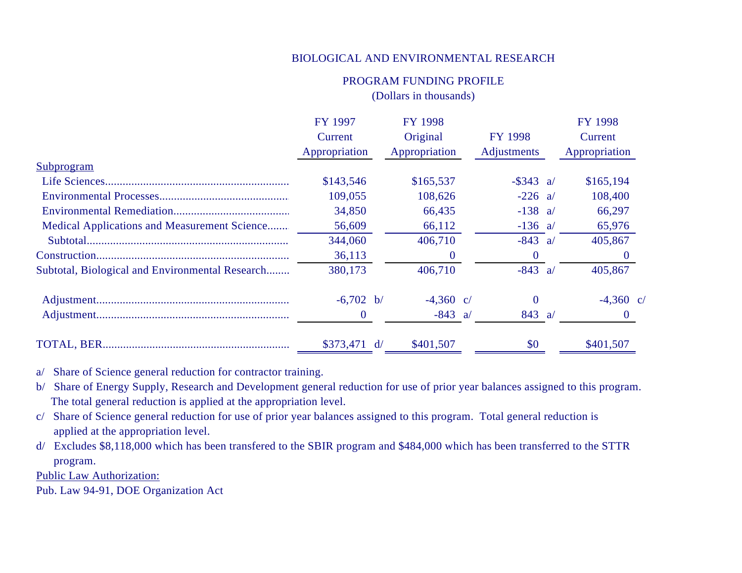# BIOLOGICAL AND ENVIRONMENTAL RESEARCH

## PROGRAM FUNDING PROFILE

(Dollars in thousands)

| | FY 1997 Current Appropriation | FY 1998 Original Appropriation | FY 1998 Adjustments | FY 1998 Current Appropriation |
|---|---|---|---|---|
| Subprogram | | | | |
| Life Sciences | $143,546 | $165,537 | -$343 a/ | $165,194 |
| Environmental Processes | 109,055 | 108,626 | -226 a/ | 108,400 |
| Environmental Remediation | 34,850 | 66,435 | -138 a/ | 66,297 |
| Medical Applications and Measurement Science | 56,609 | 66,112 | -136 a/ | 65,976 |
| Subtotal | 344,060 | 406,710 | -843 a/ | 405,867 |
| Construction | 36,113 | 0 | 0 | 0 |
| Subtotal, Biological and Environmental Research | 380,173 | 406,710 | -843 a/ | 405,867 |
| Adjustment | -6,702 b/ | -4,360 c/ | 0 | -4,360 c/ |
| Adjustment | 0 | -843 a/ | 843 a/ | 0 |
| TOTAL, BER | $373,471 d/ | $401,507 | $0 | $401,507 |

a/ Share of Science general reduction for contractor training.

b/ Share of Energy Supply, Research and Development general reduction for use of prior year balances assigned to this program. The total general reduction is applied at the appropriation level.

c/ Share of Science general reduction for use of prior year balances assigned to this program. Total general reduction is applied at the appropriation level.

d/ Excludes $8,118,000 which has been transfered to the SBIR program and $484,000 which has been transferred to the STTR program.

Public Law Authorization:

Pub. Law 94-91, DOE Organization Act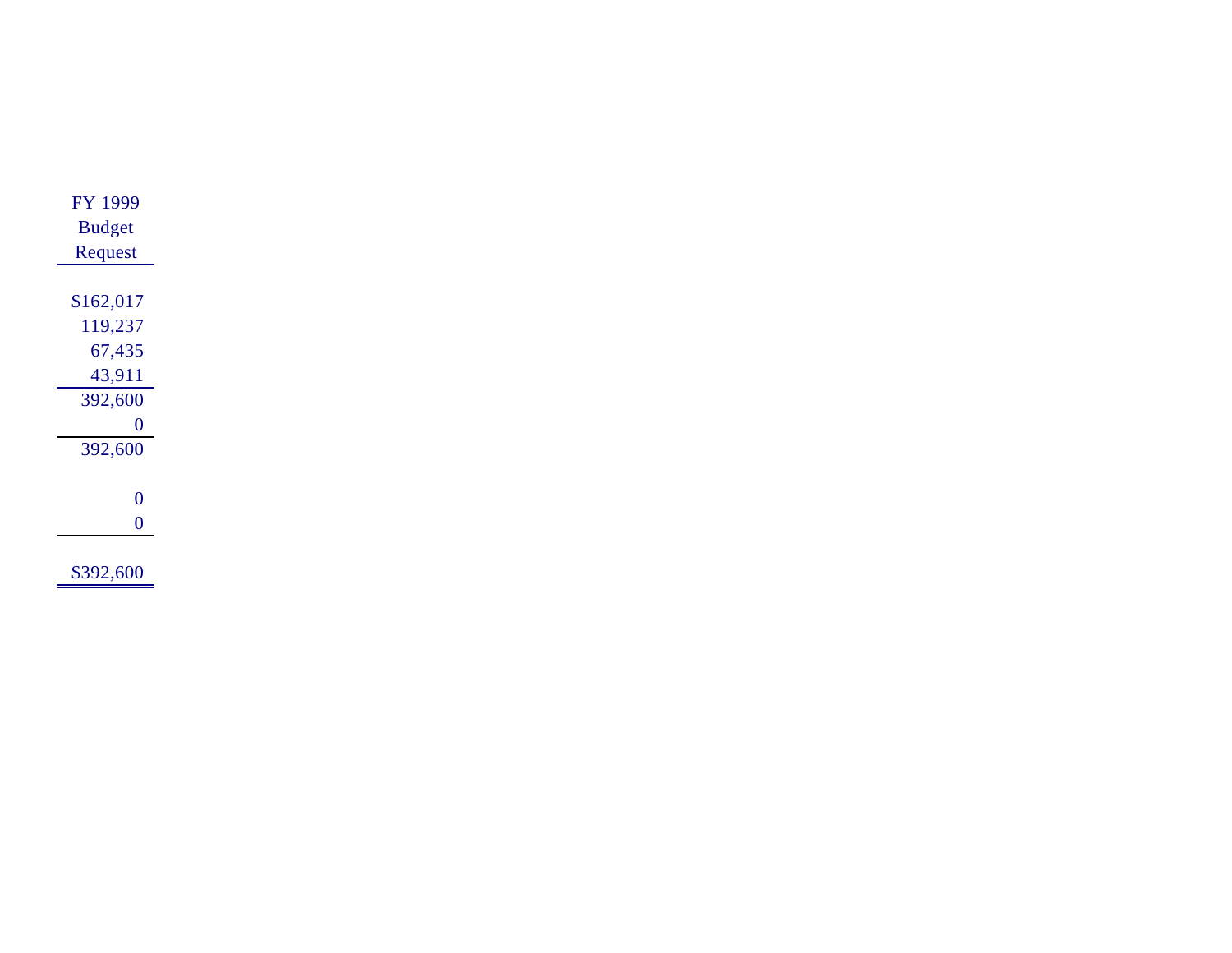| FY 1999 Budget Request |
|---:|
| |
| $162,017 |
| 119,237 |
| 67,435 |
| 43,911 |
| 392,600 |
| 0 |
| 392,600 |
| |
| 0 |
| 0 |
| |
| $392,600 |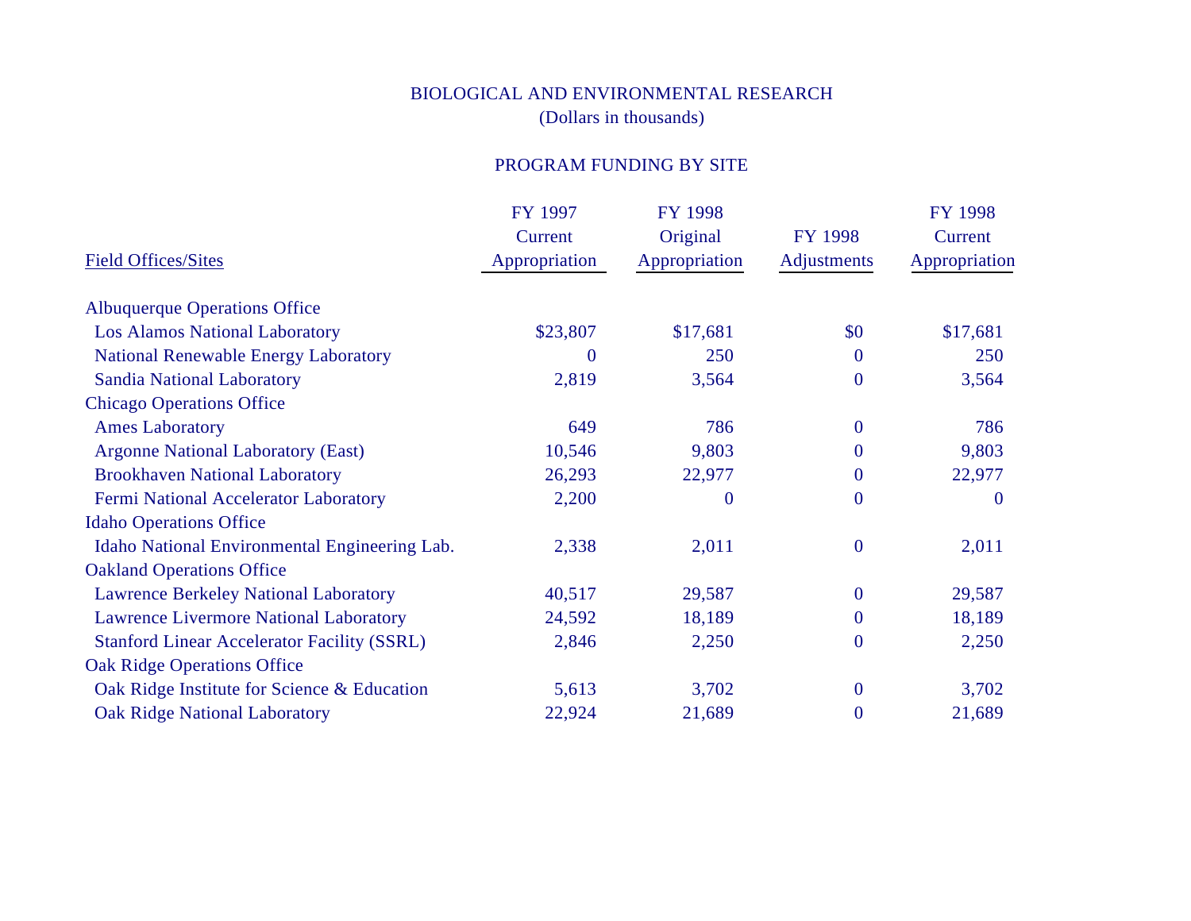# BIOLOGICAL AND ENVIRONMENTAL RESEARCH

(Dollars in thousands)

## PROGRAM FUNDING BY SITE

| Field Offices/Sites | FY 1997 Current Appropriation | FY 1998 Original Appropriation | FY 1998 Adjustments | FY 1998 Current Appropriation |
|---|---|---|---|---|
| Albuquerque Operations Office | | | | |
| Los Alamos National Laboratory | $23,807 | $17,681 | $0 | $17,681 |
| National Renewable Energy Laboratory | 0 | 250 | 0 | 250 |
| Sandia National Laboratory | 2,819 | 3,564 | 0 | 3,564 |
| Chicago Operations Office | | | | |
| Ames Laboratory | 649 | 786 | 0 | 786 |
| Argonne National Laboratory (East) | 10,546 | 9,803 | 0 | 9,803 |
| Brookhaven National Laboratory | 26,293 | 22,977 | 0 | 22,977 |
| Fermi National Accelerator Laboratory | 2,200 | 0 | 0 | 0 |
| Idaho Operations Office | | | | |
| Idaho National Environmental Engineering Lab. | 2,338 | 2,011 | 0 | 2,011 |
| Oakland Operations Office | | | | |
| Lawrence Berkeley National Laboratory | 40,517 | 29,587 | 0 | 29,587 |
| Lawrence Livermore National Laboratory | 24,592 | 18,189 | 0 | 18,189 |
| Stanford Linear Accelerator Facility (SSRL) | 2,846 | 2,250 | 0 | 2,250 |
| Oak Ridge Operations Office | | | | |
| Oak Ridge Institute for Science & Education | 5,613 | 3,702 | 0 | 3,702 |
| Oak Ridge National Laboratory | 22,924 | 21,689 | 0 | 21,689 |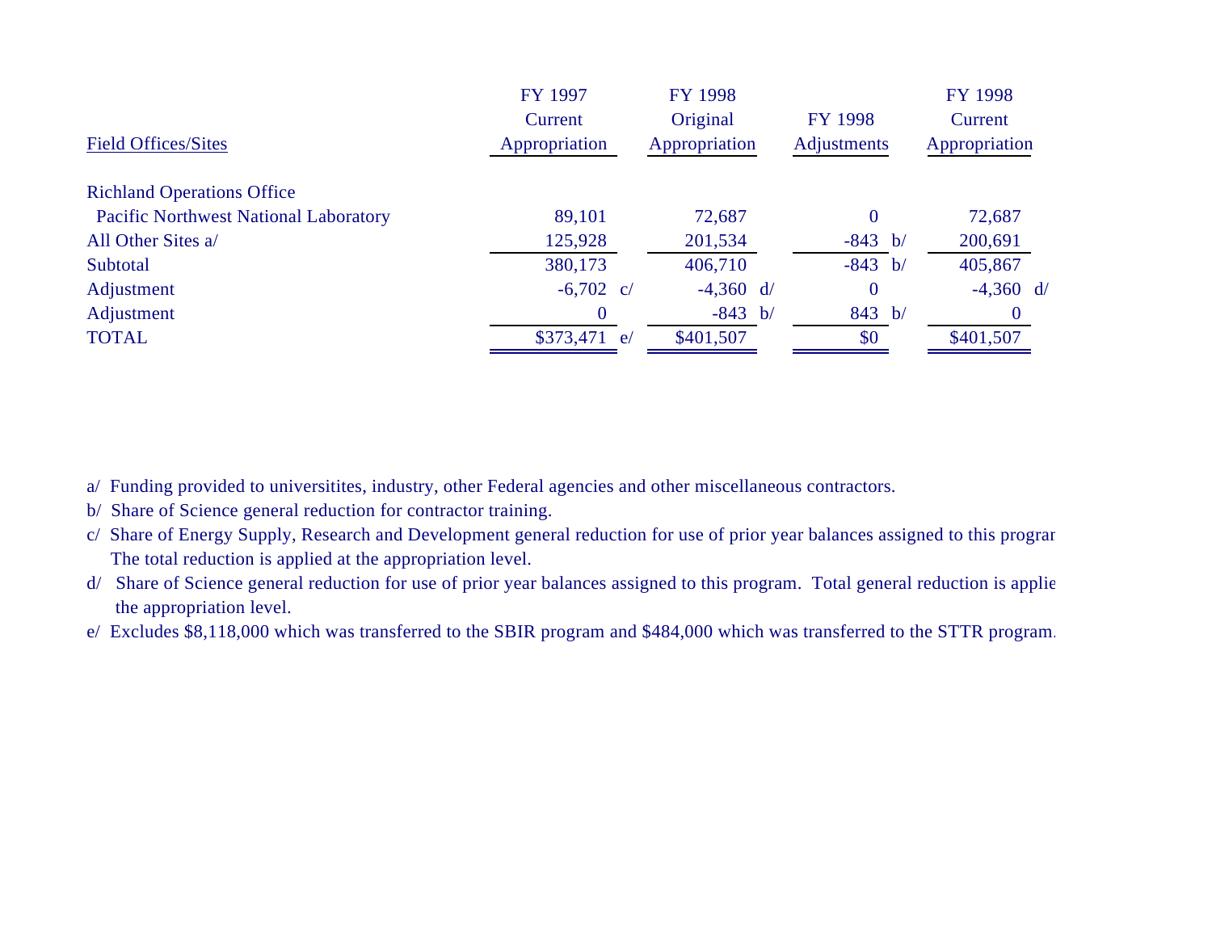| Field Offices/Sites | FY 1997 Current Appropriation | FY 1998 Original Appropriation | FY 1998 Adjustments | FY 1998 Current Appropriation |
|---|---|---|---|---|
| Richland Operations Office | | | | |
| Pacific Northwest National Laboratory | 89,101 | 72,687 | 0 | 72,687 |
| All Other Sites a/ | 125,928 | 201,534 | -843 b/ | 200,691 |
| Subtotal | 380,173 | 406,710 | -843 b/ | 405,867 |
| Adjustment | -6,702 c/ | -4,360 d/ | 0 | -4,360 d/ |
| Adjustment | 0 | -843 b/ | 843 b/ | 0 |
| TOTAL | $373,471 e/ | $401,507 | $0 | $401,507 |

a/ Funding provided to universitites, industry, other Federal agencies and other miscellaneous contractors.

b/ Share of Science general reduction for contractor training.

c/ Share of Energy Supply, Research and Development general reduction for use of prior year balances assigned to this prograr The total reduction is applied at the appropriation level.

d/ Share of Science general reduction for use of prior year balances assigned to this program. Total general reduction is applie the appropriation level.

e/ Excludes $8,118,000 which was transferred to the SBIR program and $484,000 which was transferred to the STTR program.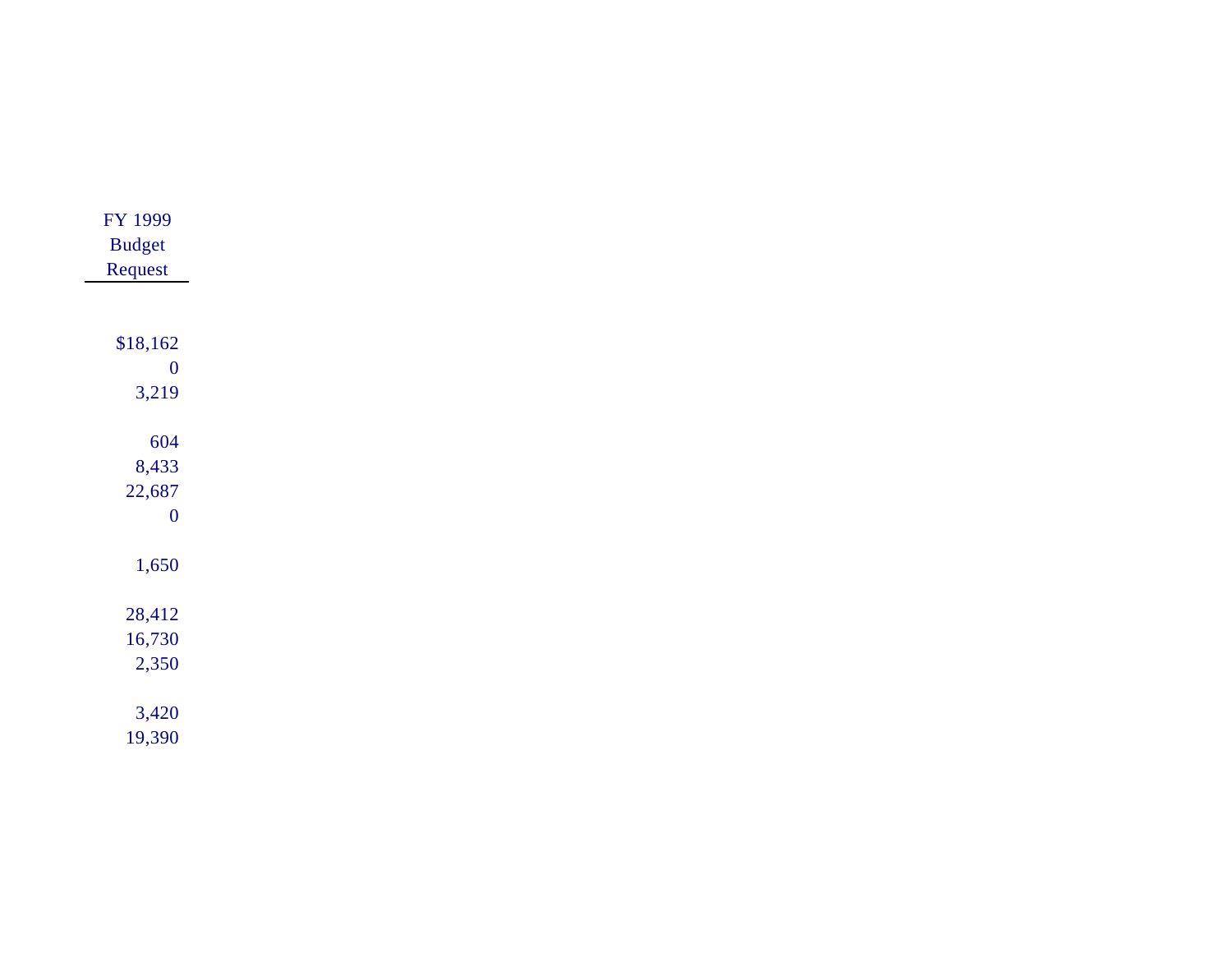| FY 1999 Budget Request |
|---:|
| |
| $18,162 |
| 0 |
| 3,219 |
| |
| 604 |
| 8,433 |
| 22,687 |
| 0 |
| |
| 1,650 |
| |
| 28,412 |
| 16,730 |
| 2,350 |
| |
| 3,420 |
| 19,390 |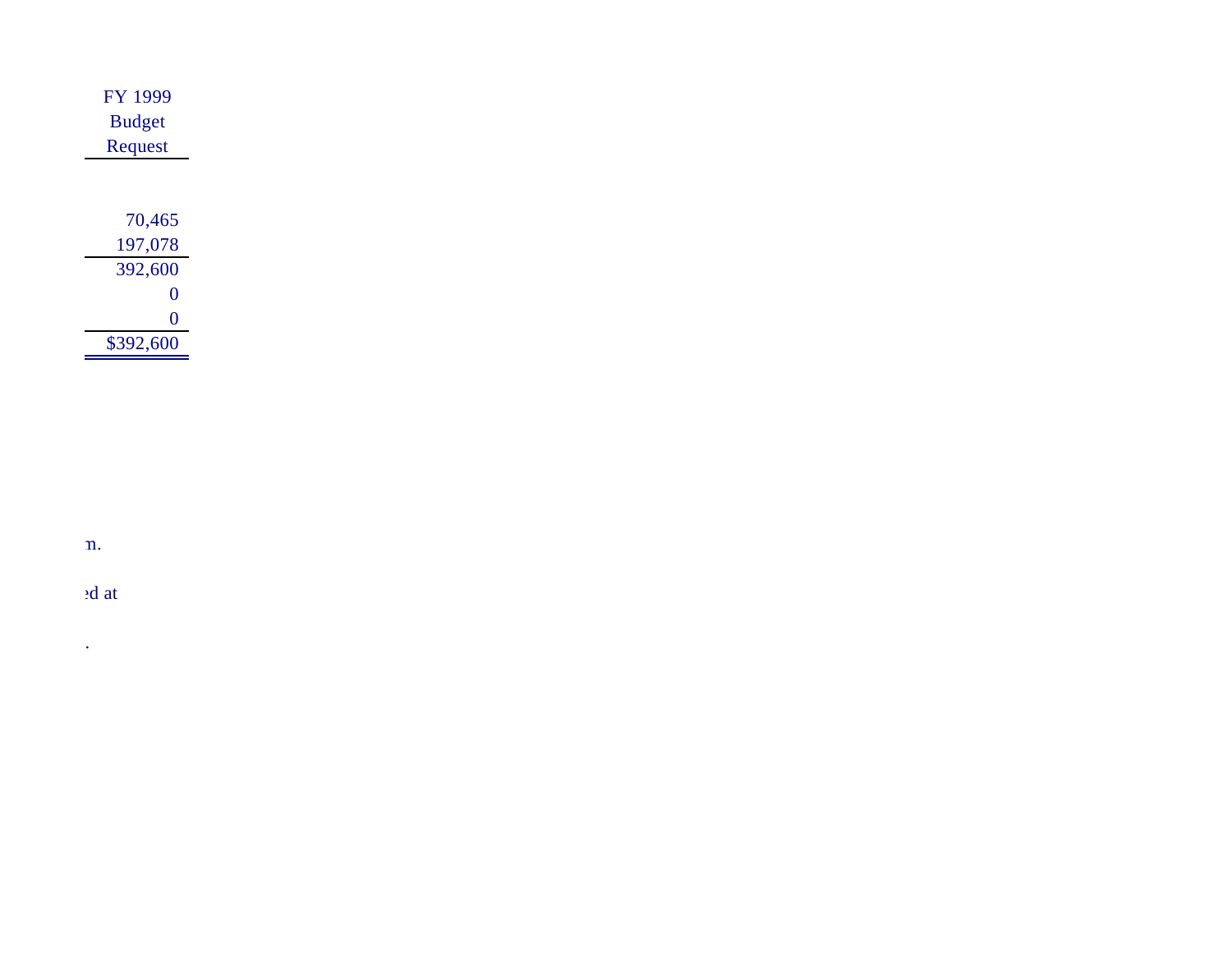| FY 1999 Budget Request |
| ---: |
| |
| 70,465 |
| 197,078 |
| 392,600 |
| 0 |
| 0 |
| $392,600 |

n.

ed at

.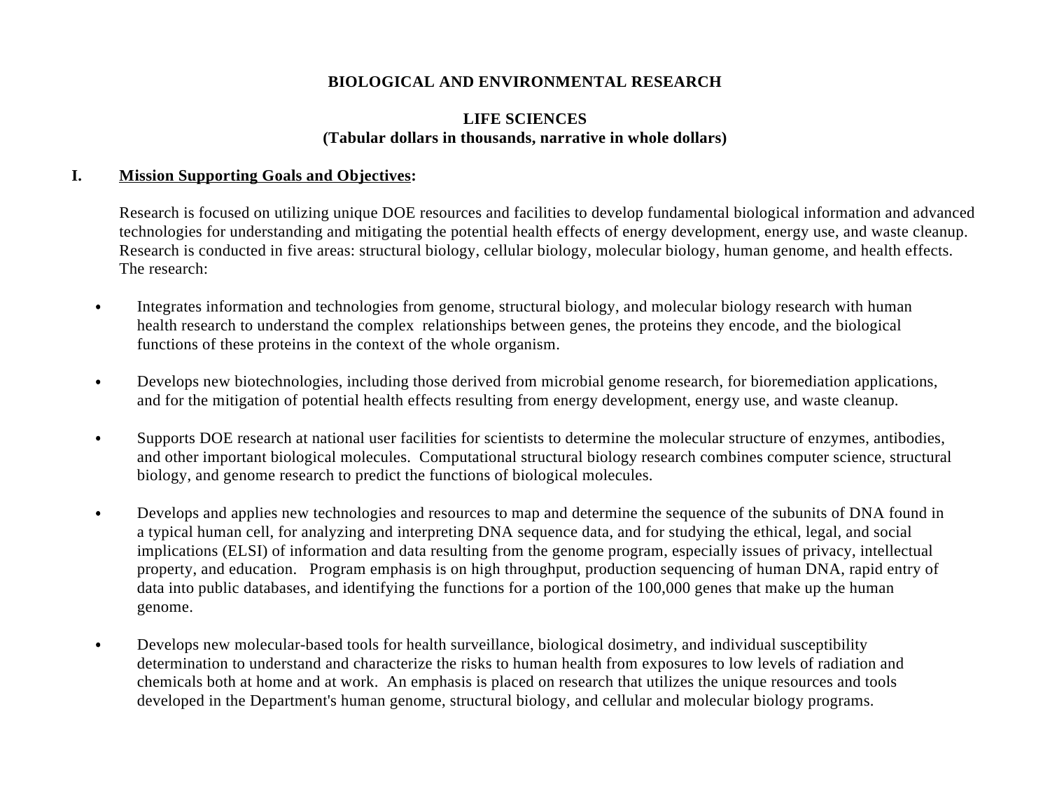# BIOLOGICAL AND ENVIRONMENTAL RESEARCH

## LIFE SCIENCES
**(Tabular dollars in thousands, narrative in whole dollars)**

## I. Mission Supporting Goals and Objectives:

Research is focused on utilizing unique DOE resources and facilities to develop fundamental biological information and advanced technologies for understanding and mitigating the potential health effects of energy development, energy use, and waste cleanup. Research is conducted in five areas: structural biology, cellular biology, molecular biology, human genome, and health effects. The research:

- Integrates information and technologies from genome, structural biology, and molecular biology research with human health research to understand the complex relationships between genes, the proteins they encode, and the biological functions of these proteins in the context of the whole organism.

- Develops new biotechnologies, including those derived from microbial genome research, for bioremediation applications, and for the mitigation of potential health effects resulting from energy development, energy use, and waste cleanup.

- Supports DOE research at national user facilities for scientists to determine the molecular structure of enzymes, antibodies, and other important biological molecules. Computational structural biology research combines computer science, structural biology, and genome research to predict the functions of biological molecules.

- Develops and applies new technologies and resources to map and determine the sequence of the subunits of DNA found in a typical human cell, for analyzing and interpreting DNA sequence data, and for studying the ethical, legal, and social implications (ELSI) of information and data resulting from the genome program, especially issues of privacy, intellectual property, and education. Program emphasis is on high throughput, production sequencing of human DNA, rapid entry of data into public databases, and identifying the functions for a portion of the 100,000 genes that make up the human genome.

- Develops new molecular-based tools for health surveillance, biological dosimetry, and individual susceptibility determination to understand and characterize the risks to human health from exposures to low levels of radiation and chemicals both at home and at work. An emphasis is placed on research that utilizes the unique resources and tools developed in the Department's human genome, structural biology, and cellular and molecular biology programs.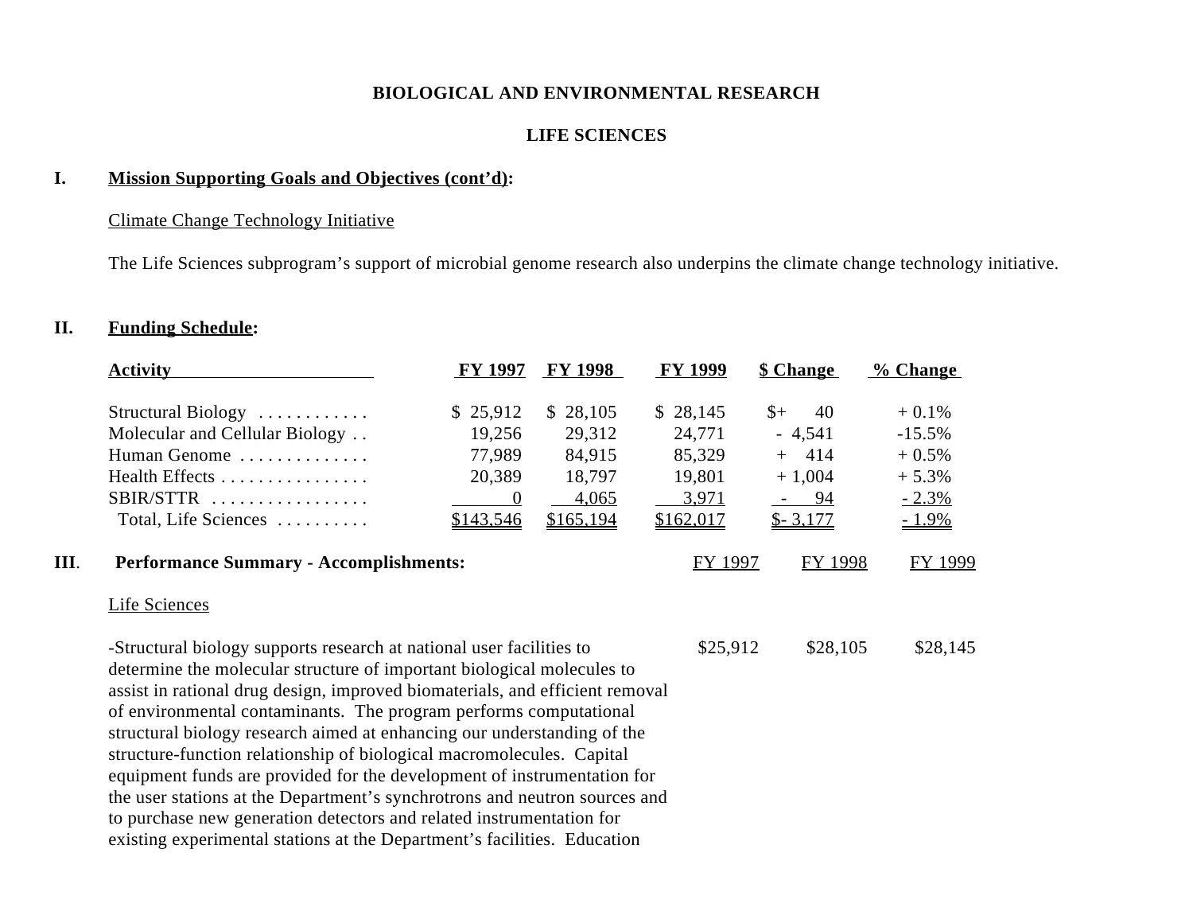# BIOLOGICAL AND ENVIRONMENTAL RESEARCH

## LIFE SCIENCES

**I. Mission Supporting Goals and Objectives (cont'd):**

Climate Change Technology Initiative

The Life Sciences subprogram's support of microbial genome research also underpins the climate change technology initiative.

**II. Funding Schedule:**

| Activity | FY 1997 | FY 1998 | FY 1999 | $ Change | % Change |
|---|---|---|---|---|---|
| Structural Biology | $ 25,912 | $ 28,105 | $ 28,145 | $+ 40 | + 0.1% |
| Molecular and Cellular Biology | 19,256 | 29,312 | 24,771 | - 4,541 | -15.5% |
| Human Genome | 77,989 | 84,915 | 85,329 | + 414 | + 0.5% |
| Health Effects | 20,389 | 18,797 | 19,801 | + 1,004 | + 5.3% |
| SBIR/STTR | 0 | 4,065 | 3,971 | - 94 | - 2.3% |
| Total, Life Sciences | $143,546 | $165,194 | $162,017 | $- 3,177 | - 1.9% |

**III. Performance Summary - Accomplishments:**

| | FY 1997 | FY 1998 | FY 1999 |
|---|---|---|---|
| Life Sciences | | | |
| -Structural biology supports research at national user facilities to determine the molecular structure of important biological molecules to assist in rational drug design, improved biomaterials, and efficient removal of environmental contaminants. The program performs computational structural biology research aimed at enhancing our understanding of the structure-function relationship of biological macromolecules. Capital equipment funds are provided for the development of instrumentation for the user stations at the Department's synchrotrons and neutron sources and to purchase new generation detectors and related instrumentation for existing experimental stations at the Department's facilities. Education | $25,912 | $28,105 | $28,145 |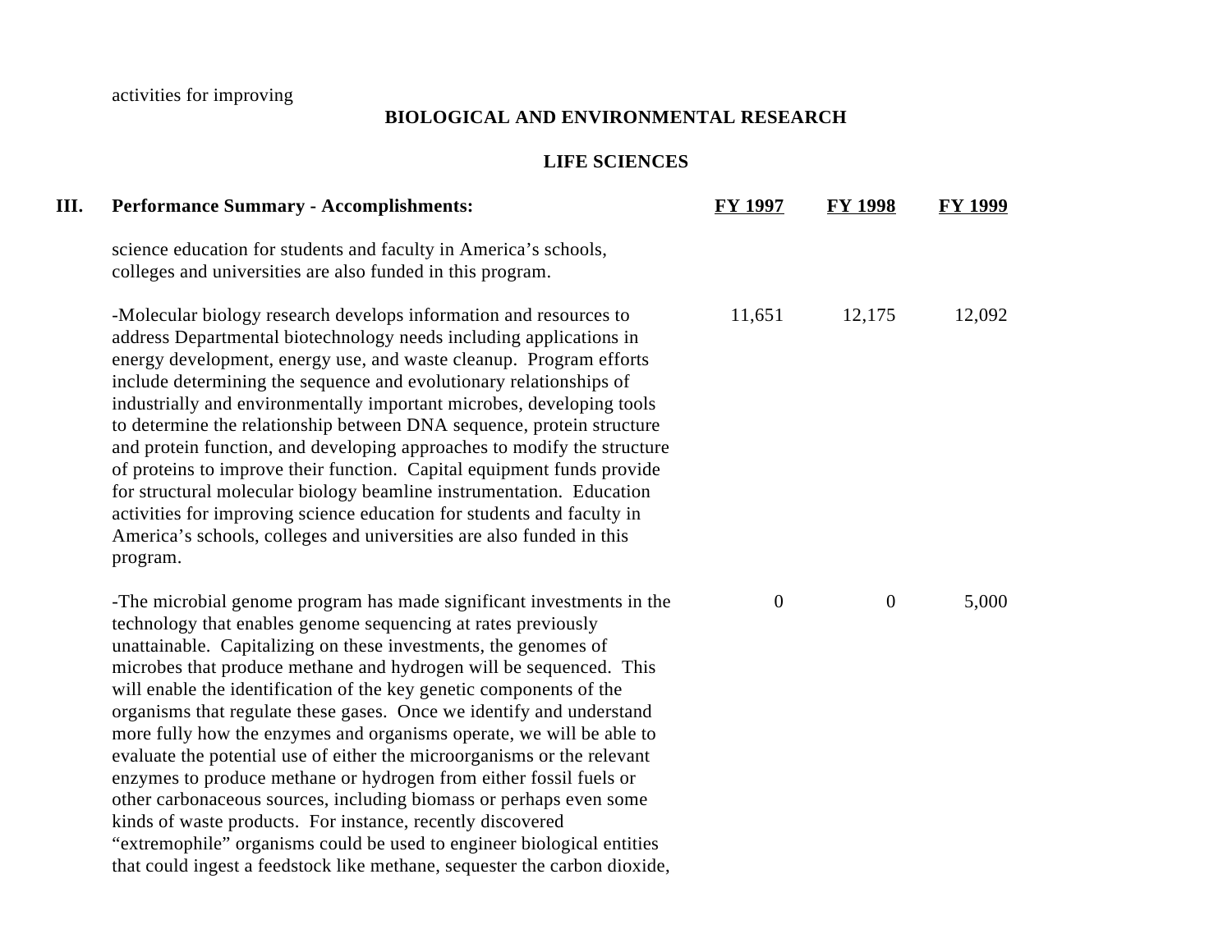activities for improving

## BIOLOGICAL AND ENVIRONMENTAL RESEARCH

### LIFE SCIENCES

| III. Performance Summary - Accomplishments: | FY 1997 | FY 1998 | FY 1999 |
|---|---|---|---|
| science education for students and faculty in America's schools, colleges and universities are also funded in this program. | | | |
| -Molecular biology research develops information and resources to address Departmental biotechnology needs including applications in energy development, energy use, and waste cleanup. Program efforts include determining the sequence and evolutionary relationships of industrially and environmentally important microbes, developing tools to determine the relationship between DNA sequence, protein structure and protein function, and developing approaches to modify the structure of proteins to improve their function. Capital equipment funds provide for structural molecular biology beamline instrumentation. Education activities for improving science education for students and faculty in America's schools, colleges and universities are also funded in this program. | 11,651 | 12,175 | 12,092 |
| -The microbial genome program has made significant investments in the technology that enables genome sequencing at rates previously unattainable. Capitalizing on these investments, the genomes of microbes that produce methane and hydrogen will be sequenced. This will enable the identification of the key genetic components of the organisms that regulate these gases. Once we identify and understand more fully how the enzymes and organisms operate, we will be able to evaluate the potential use of either the microorganisms or the relevant enzymes to produce methane or hydrogen from either fossil fuels or other carbonaceous sources, including biomass or perhaps even some kinds of waste products. For instance, recently discovered "extremophile" organisms could be used to engineer biological entities that could ingest a feedstock like methane, sequester the carbon dioxide, | 0 | 0 | 5,000 |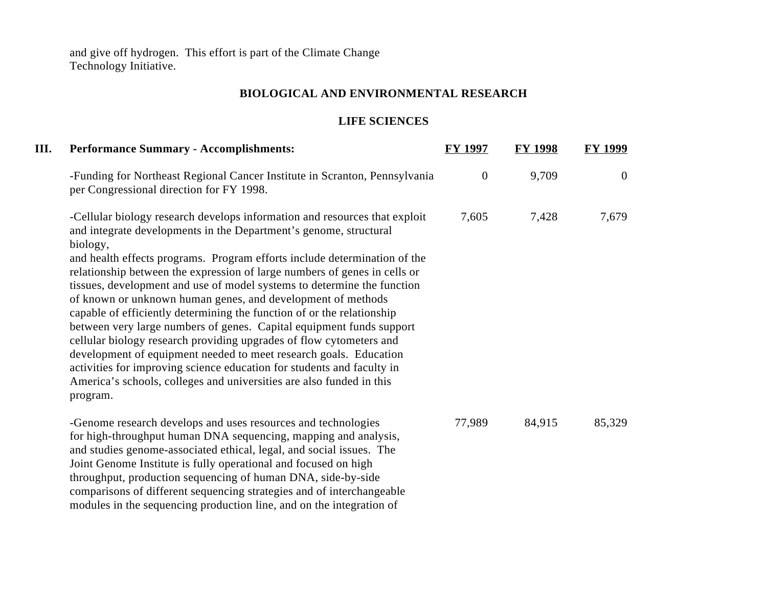and give off hydrogen. This effort is part of the Climate Change Technology Initiative.

## BIOLOGICAL AND ENVIRONMENTAL RESEARCH

### LIFE SCIENCES

| III. Performance Summary - Accomplishments: | FY 1997 | FY 1998 | FY 1999 |
|---|---|---|---|
| -Funding for Northeast Regional Cancer Institute in Scranton, Pennsylvania per Congressional direction for FY 1998. | 0 | 9,709 | 0 |
| -Cellular biology research develops information and resources that exploit and integrate developments in the Department's genome, structural biology, and health effects programs. Program efforts include determination of the relationship between the expression of large numbers of genes in cells or tissues, development and use of model systems to determine the function of known or unknown human genes, and development of methods capable of efficiently determining the function of or the relationship between very large numbers of genes. Capital equipment funds support cellular biology research providing upgrades of flow cytometers and development of equipment needed to meet research goals. Education activities for improving science education for students and faculty in America's schools, colleges and universities are also funded in this program. | 7,605 | 7,428 | 7,679 |
| -Genome research develops and uses resources and technologies for high-throughput human DNA sequencing, mapping and analysis, and studies genome-associated ethical, legal, and social issues. The Joint Genome Institute is fully operational and focused on high throughput, production sequencing of human DNA, side-by-side comparisons of different sequencing strategies and of interchangeable modules in the sequencing production line, and on the integration of | 77,989 | 84,915 | 85,329 |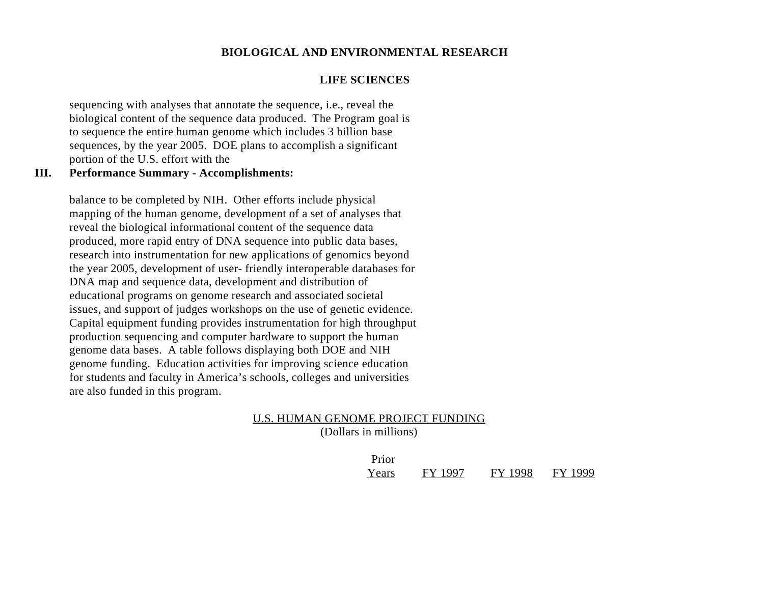**BIOLOGICAL AND ENVIRONMENTAL RESEARCH**

**LIFE SCIENCES**

sequencing with analyses that annotate the sequence, i.e., reveal the biological content of the sequence data produced. The Program goal is to sequence the entire human genome which includes 3 billion base sequences, by the year 2005. DOE plans to accomplish a significant portion of the U.S. effort with the

**III. Performance Summary - Accomplishments:**

balance to be completed by NIH. Other efforts include physical mapping of the human genome, development of a set of analyses that reveal the biological informational content of the sequence data produced, more rapid entry of DNA sequence into public data bases, research into instrumentation for new applications of genomics beyond the year 2005, development of user- friendly interoperable databases for DNA map and sequence data, development and distribution of educational programs on genome research and associated societal issues, and support of judges workshops on the use of genetic evidence. Capital equipment funding provides instrumentation for high throughput production sequencing and computer hardware to support the human genome data bases. A table follows displaying both DOE and NIH genome funding. Education activities for improving science education for students and faculty in America's schools, colleges and universities are also funded in this program.

U.S. HUMAN GENOME PROJECT FUNDING
(Dollars in millions)

| | Prior Years | FY 1997 | FY 1998 | FY 1999 |
|---|---|---|---|---|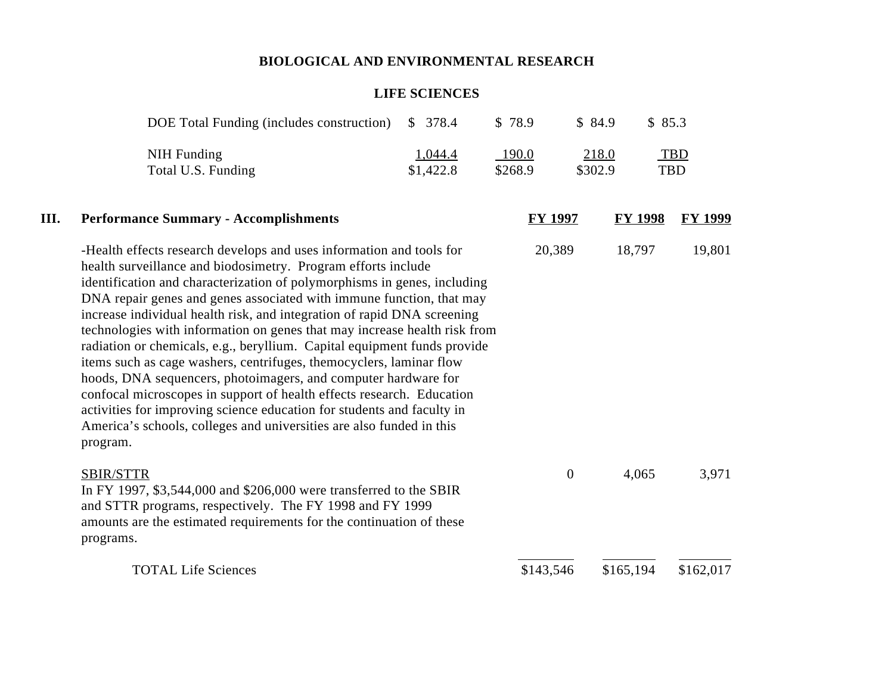# BIOLOGICAL AND ENVIRONMENTAL RESEARCH

## LIFE SCIENCES

| | | | | |
|---|---|---|---|---|
| DOE Total Funding (includes construction) | $ 378.4 | $ 78.9 | $ 84.9 | $ 85.3 |
| NIH Funding | 1,044.4 | 190.0 | 218.0 | TBD |
| Total U.S. Funding | $1,422.8 | $268.9 | $302.9 | TBD |

| III. Performance Summary - Accomplishments | FY 1997 | FY 1998 | FY 1999 |
|---|---|---|---|
| -Health effects research develops and uses information and tools for health surveillance and biodosimetry. Program efforts include identification and characterization of polymorphisms in genes, including DNA repair genes and genes associated with immune function, that may increase individual health risk, and integration of rapid DNA screening technologies with information on genes that may increase health risk from radiation or chemicals, e.g., beryllium. Capital equipment funds provide items such as cage washers, centrifuges, themocyclers, laminar flow hoods, DNA sequencers, photoimagers, and computer hardware for confocal microscopes in support of health effects research. Education activities for improving science education for students and faculty in America's schools, colleges and universities are also funded in this program. | 20,389 | 18,797 | 19,801 |
| SBIR/STTR<br>In FY 1997, $3,544,000 and $206,000 were transferred to the SBIR and STTR programs, respectively. The FY 1998 and FY 1999 amounts are the estimated requirements for the continuation of these programs. | 0 | 4,065 | 3,971 |
| TOTAL Life Sciences | $143,546 | $165,194 | $162,017 |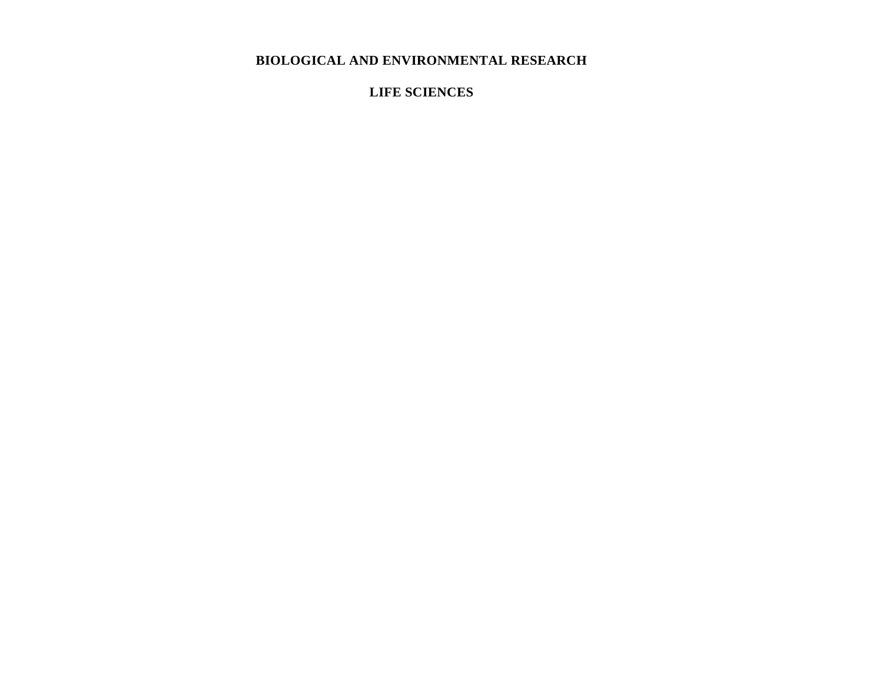# BIOLOGICAL AND ENVIRONMENTAL RESEARCH

## LIFE SCIENCES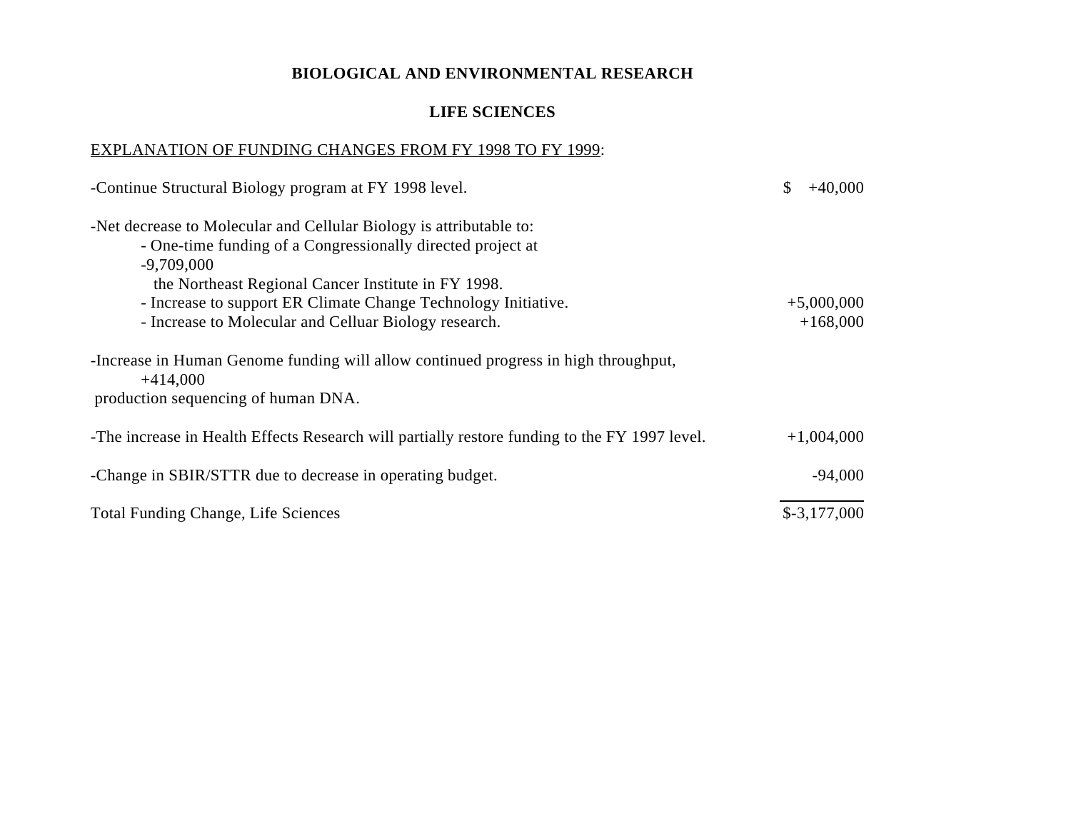**BIOLOGICAL AND ENVIRONMENTAL RESEARCH**

**LIFE SCIENCES**

EXPLANATION OF FUNDING CHANGES FROM FY 1998 TO FY 1999:

| | |
|---|---|
| -Continue Structural Biology program at FY 1998 level. | $ +40,000 |
| -Net decrease to Molecular and Cellular Biology is attributable to: | |
| - One-time funding of a Congressionally directed project at the Northeast Regional Cancer Institute in FY 1998. | -9,709,000 |
| - Increase to support ER Climate Change Technology Initiative. | +5,000,000 |
| - Increase to Molecular and Celluar Biology research. | +168,000 |
| -Increase in Human Genome funding will allow continued progress in high throughput, production sequencing of human DNA. | +414,000 |
| -The increase in Health Effects Research will partially restore funding to the FY 1997 level. | +1,004,000 |
| -Change in SBIR/STTR due to decrease in operating budget. | -94,000 |
| Total Funding Change, Life Sciences | $-3,177,000 |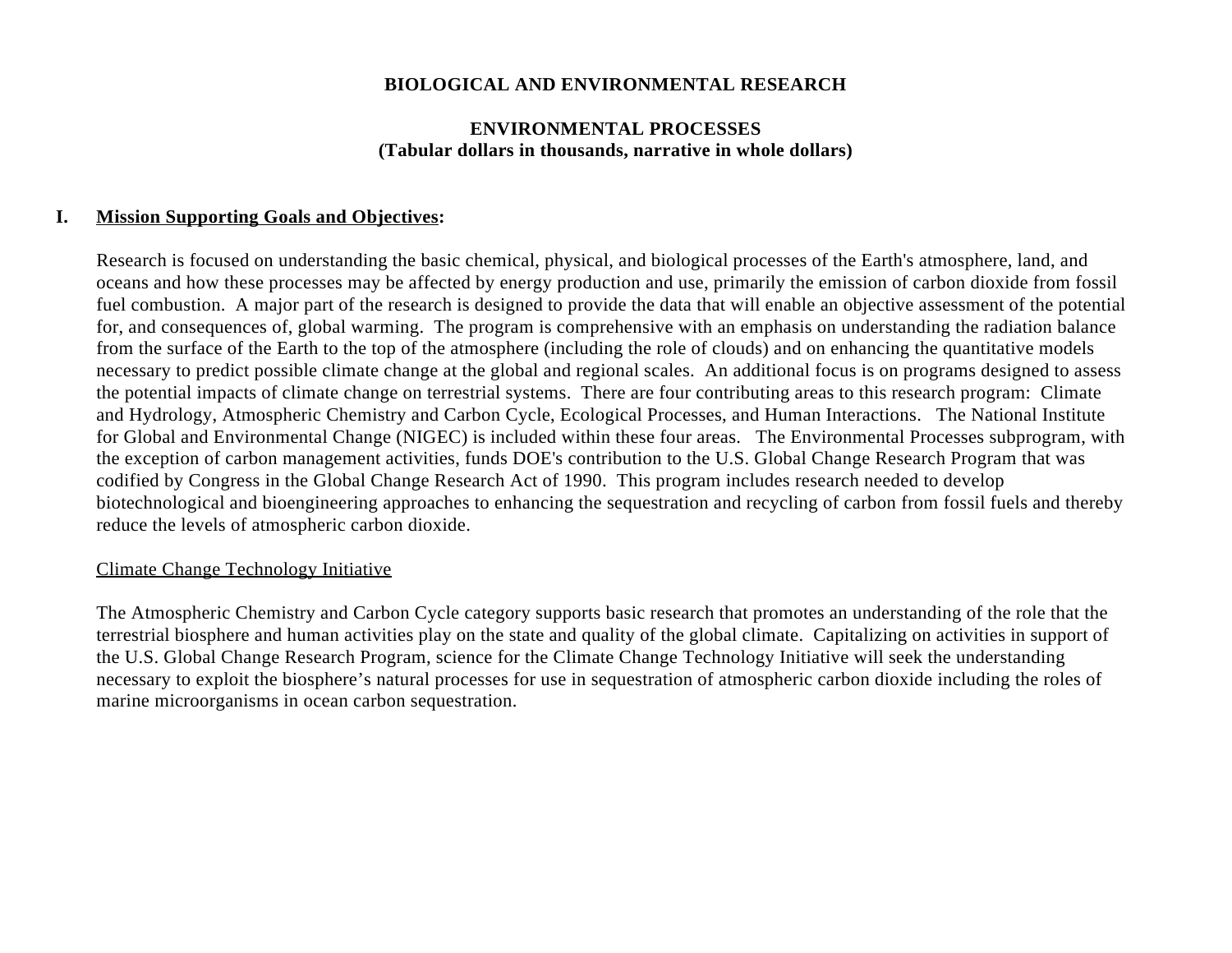# BIOLOGICAL AND ENVIRONMENTAL RESEARCH

## ENVIRONMENTAL PROCESSES
**(Tabular dollars in thousands, narrative in whole dollars)**

## I. Mission Supporting Goals and Objectives:

Research is focused on understanding the basic chemical, physical, and biological processes of the Earth's atmosphere, land, and oceans and how these processes may be affected by energy production and use, primarily the emission of carbon dioxide from fossil fuel combustion. A major part of the research is designed to provide the data that will enable an objective assessment of the potential for, and consequences of, global warming. The program is comprehensive with an emphasis on understanding the radiation balance from the surface of the Earth to the top of the atmosphere (including the role of clouds) and on enhancing the quantitative models necessary to predict possible climate change at the global and regional scales. An additional focus is on programs designed to assess the potential impacts of climate change on terrestrial systems. There are four contributing areas to this research program: Climate and Hydrology, Atmospheric Chemistry and Carbon Cycle, Ecological Processes, and Human Interactions. The National Institute for Global and Environmental Change (NIGEC) is included within these four areas. The Environmental Processes subprogram, with the exception of carbon management activities, funds DOE's contribution to the U.S. Global Change Research Program that was codified by Congress in the Global Change Research Act of 1990. This program includes research needed to develop biotechnological and bioengineering approaches to enhancing the sequestration and recycling of carbon from fossil fuels and thereby reduce the levels of atmospheric carbon dioxide.

Climate Change Technology Initiative

The Atmospheric Chemistry and Carbon Cycle category supports basic research that promotes an understanding of the role that the terrestrial biosphere and human activities play on the state and quality of the global climate. Capitalizing on activities in support of the U.S. Global Change Research Program, science for the Climate Change Technology Initiative will seek the understanding necessary to exploit the biosphere's natural processes for use in sequestration of atmospheric carbon dioxide including the roles of marine microorganisms in ocean carbon sequestration.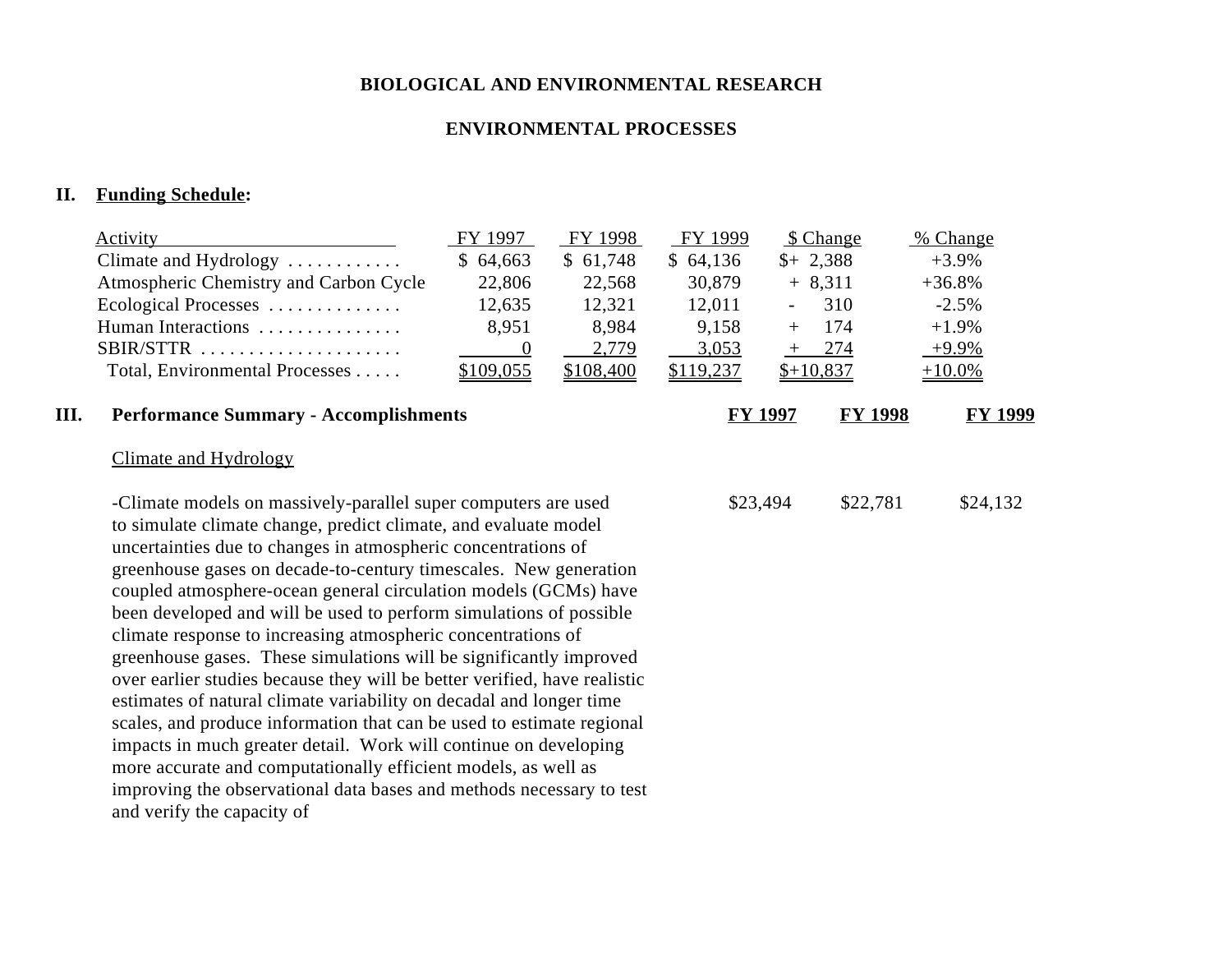**BIOLOGICAL AND ENVIRONMENTAL RESEARCH**

**ENVIRONMENTAL PROCESSES**

## II. Funding Schedule:

| Activity | FY 1997 | FY 1998 | FY 1999 | $ Change | % Change |
|---|---|---|---|---|---|
| Climate and Hydrology | $ 64,663 | $ 61,748 | $ 64,136 | $+ 2,388 | +3.9% |
| Atmospheric Chemistry and Carbon Cycle | 22,806 | 22,568 | 30,879 | + 8,311 | +36.8% |
| Ecological Processes | 12,635 | 12,321 | 12,011 | - 310 | -2.5% |
| Human Interactions | 8,951 | 8,984 | 9,158 | + 174 | +1.9% |
| SBIR/STTR | 0 | 2,779 | 3,053 | + 274 | +9.9% |
| Total, Environmental Processes | $109,055 | $108,400 | $119,237 | $+10,837 | +10.0% |

## III. Performance Summary - Accomplishments

| | FY 1997 | FY 1998 | FY 1999 |
|---|---|---|---|
| Climate and Hydrology | | | |
| -Climate models on massively-parallel super computers are used to simulate climate change, predict climate, and evaluate model uncertainties due to changes in atmospheric concentrations of greenhouse gases on decade-to-century timescales. New generation coupled atmosphere-ocean general circulation models (GCMs) have been developed and will be used to perform simulations of possible climate response to increasing atmospheric concentrations of greenhouse gases. These simulations will be significantly improved over earlier studies because they will be better verified, have realistic estimates of natural climate variability on decadal and longer time scales, and produce information that can be used to estimate regional impacts in much greater detail. Work will continue on developing more accurate and computationally efficient models, as well as improving the observational data bases and methods necessary to test and verify the capacity of | $23,494 | $22,781 | $24,132 |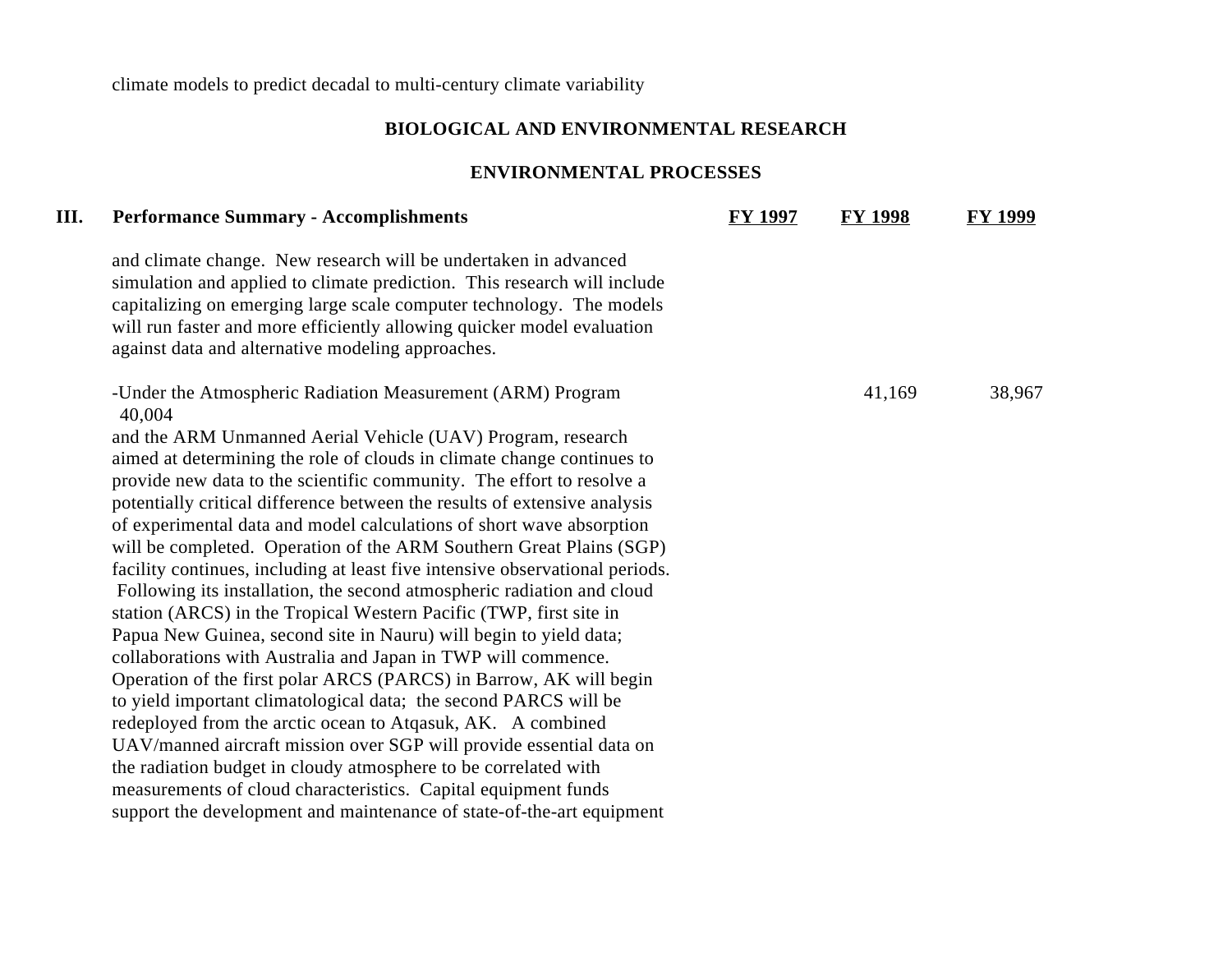climate models to predict decadal to multi-century climate variability

## BIOLOGICAL AND ENVIRONMENTAL RESEARCH

## ENVIRONMENTAL PROCESSES

| III. Performance Summary - Accomplishments | FY 1997 | FY 1998 | FY 1999 |
|---|---|---|---|
| and climate change. New research will be undertaken in advanced simulation and applied to climate prediction. This research will include capitalizing on emerging large scale computer technology. The models will run faster and more efficiently allowing quicker model evaluation against data and alternative modeling approaches. | | | |
| -Under the Atmospheric Radiation Measurement (ARM) Program and the ARM Unmanned Aerial Vehicle (UAV) Program, research aimed at determining the role of clouds in climate change continues to provide new data to the scientific community. The effort to resolve a potentially critical difference between the results of extensive analysis of experimental data and model calculations of short wave absorption will be completed. Operation of the ARM Southern Great Plains (SGP) facility continues, including at least five intensive observational periods. Following its installation, the second atmospheric radiation and cloud station (ARCS) in the Tropical Western Pacific (TWP, first site in Papua New Guinea, second site in Nauru) will begin to yield data; collaborations with Australia and Japan in TWP will commence. Operation of the first polar ARCS (PARCS) in Barrow, AK will begin to yield important climatological data; the second PARCS will be redeployed from the arctic ocean to Atqasuk, AK. A combined UAV/manned aircraft mission over SGP will provide essential data on the radiation budget in cloudy atmosphere to be correlated with measurements of cloud characteristics. Capital equipment funds support the development and maintenance of state-of-the-art equipment | 40,004 | 41,169 | 38,967 |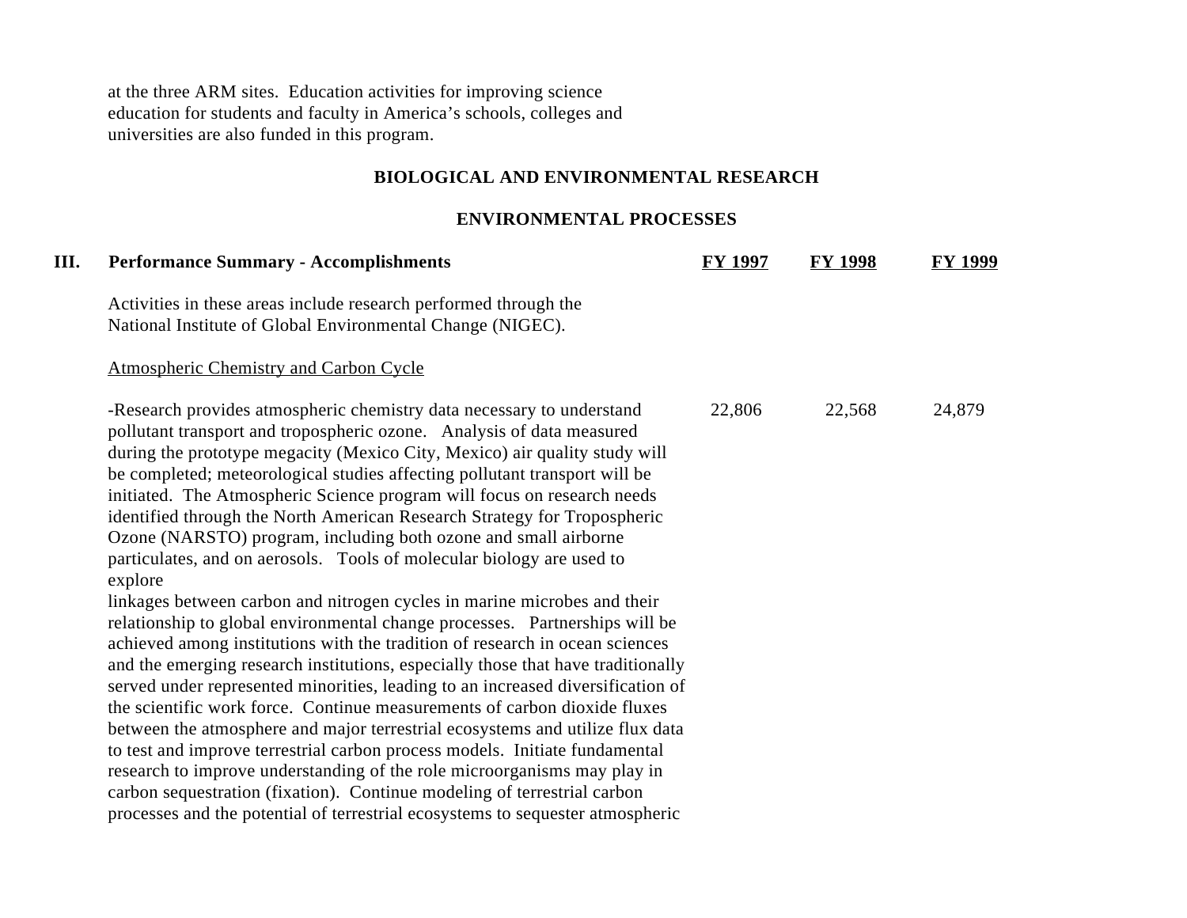at the three ARM sites. Education activities for improving science education for students and faculty in America's schools, colleges and universities are also funded in this program.

## BIOLOGICAL AND ENVIRONMENTAL RESEARCH

## ENVIRONMENTAL PROCESSES

| III. Performance Summary - Accomplishments | FY 1997 | FY 1998 | FY 1999 |
|---|---|---|---|
| Activities in these areas include research performed through the National Institute of Global Environmental Change (NIGEC). | | | |
| Atmospheric Chemistry and Carbon Cycle | | | |
| -Research provides atmospheric chemistry data necessary to understand pollutant transport and tropospheric ozone. Analysis of data measured during the prototype megacity (Mexico City, Mexico) air quality study will be completed; meteorological studies affecting pollutant transport will be initiated. The Atmospheric Science program will focus on research needs identified through the North American Research Strategy for Tropospheric Ozone (NARSTO) program, including both ozone and small airborne particulates, and on aerosols. Tools of molecular biology are used to explore linkages between carbon and nitrogen cycles in marine microbes and their relationship to global environmental change processes. Partnerships will be achieved among institutions with the tradition of research in ocean sciences and the emerging research institutions, especially those that have traditionally served under represented minorities, leading to an increased diversification of the scientific work force. Continue measurements of carbon dioxide fluxes between the atmosphere and major terrestrial ecosystems and utilize flux data to test and improve terrestrial carbon process models. Initiate fundamental research to improve understanding of the role microorganisms may play in carbon sequestration (fixation). Continue modeling of terrestrial carbon processes and the potential of terrestrial ecosystems to sequester atmospheric | 22,806 | 22,568 | 24,879 |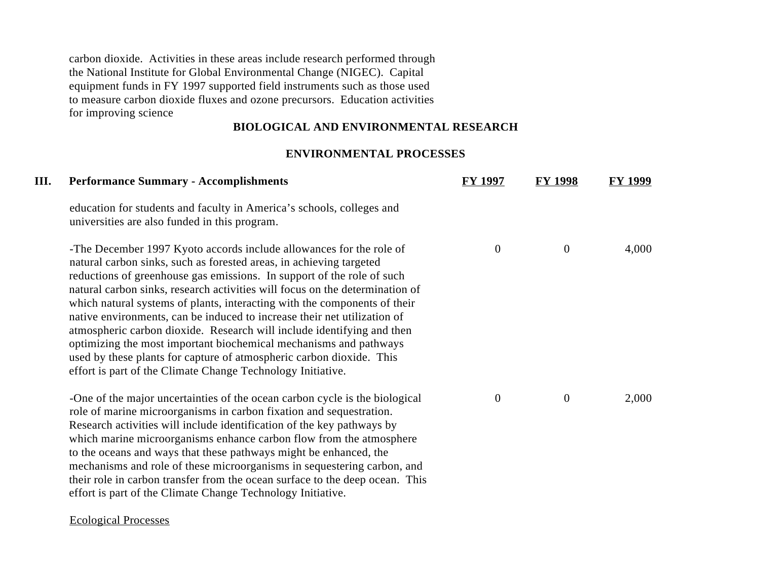carbon dioxide. Activities in these areas include research performed through the National Institute for Global Environmental Change (NIGEC). Capital equipment funds in FY 1997 supported field instruments such as those used to measure carbon dioxide fluxes and ozone precursors. Education activities for improving science

**BIOLOGICAL AND ENVIRONMENTAL RESEARCH**

**ENVIRONMENTAL PROCESSES**

| **III. Performance Summary - Accomplishments** | **FY 1997** | **FY 1998** | **FY 1999** |
|---|---|---|---|
| education for students and faculty in America's schools, colleges and universities are also funded in this program. | | | |
| -The December 1997 Kyoto accords include allowances for the role of natural carbon sinks, such as forested areas, in achieving targeted reductions of greenhouse gas emissions. In support of the role of such natural carbon sinks, research activities will focus on the determination of which natural systems of plants, interacting with the components of their native environments, can be induced to increase their net utilization of atmospheric carbon dioxide. Research will include identifying and then optimizing the most important biochemical mechanisms and pathways used by these plants for capture of atmospheric carbon dioxide. This effort is part of the Climate Change Technology Initiative. | 0 | 0 | 4,000 |
| -One of the major uncertainties of the ocean carbon cycle is the biological role of marine microorganisms in carbon fixation and sequestration. Research activities will include identification of the key pathways by which marine microorganisms enhance carbon flow from the atmosphere to the oceans and ways that these pathways might be enhanced, the mechanisms and role of these microorganisms in sequestering carbon, and their role in carbon transfer from the ocean surface to the deep ocean. This effort is part of the Climate Change Technology Initiative. | 0 | 0 | 2,000 |

Ecological Processes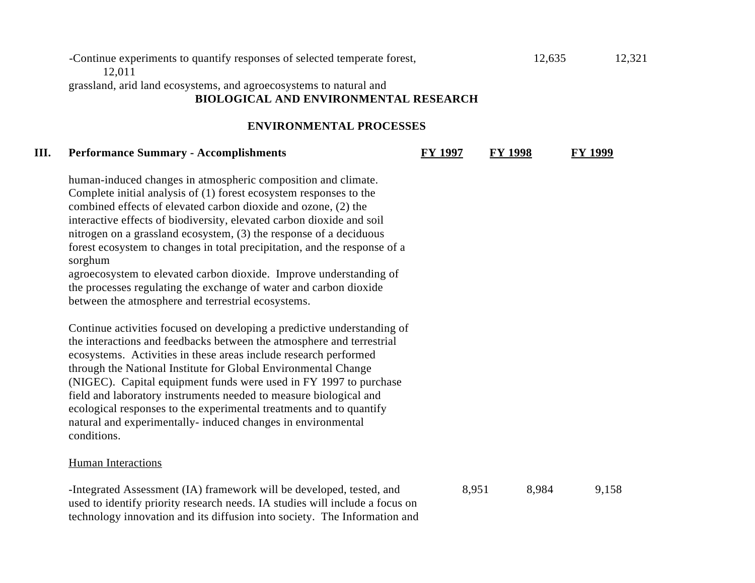-Continue experiments to quantify responses of selected temperate forest, grassland, arid land ecosystems, and agroecosystems to natural and

| | FY 1997 | FY 1998 | FY 1999 |
|---|---|---|---|
| | 12,635 | 12,321 | 12,011 |

**BIOLOGICAL AND ENVIRONMENTAL RESEARCH**

**ENVIRONMENTAL PROCESSES**

| **III. Performance Summary - Accomplishments** | **FY 1997** | **FY 1998** | **FY 1999** |
|---|---|---|---|
| human-induced changes in atmospheric composition and climate. Complete initial analysis of (1) forest ecosystem responses to the combined effects of elevated carbon dioxide and ozone, (2) the interactive effects of biodiversity, elevated carbon dioxide and soil nitrogen on a grassland ecosystem, (3) the response of a deciduous forest ecosystem to changes in total precipitation, and the response of a sorghum agroecosystem to elevated carbon dioxide. Improve understanding of the processes regulating the exchange of water and carbon dioxide between the atmosphere and terrestrial ecosystems. | | | |
| Continue activities focused on developing a predictive understanding of the interactions and feedbacks between the atmosphere and terrestrial ecosystems. Activities in these areas include research performed through the National Institute for Global Environmental Change (NIGEC). Capital equipment funds were used in FY 1997 to purchase field and laboratory instruments needed to measure biological and ecological responses to the experimental treatments and to quantify natural and experimentally- induced changes in environmental conditions. | | | |
| Human Interactions | | | |
| -Integrated Assessment (IA) framework will be developed, tested, and used to identify priority research needs. IA studies will include a focus on technology innovation and its diffusion into society. The Information and | 8,951 | 8,984 | 9,158 |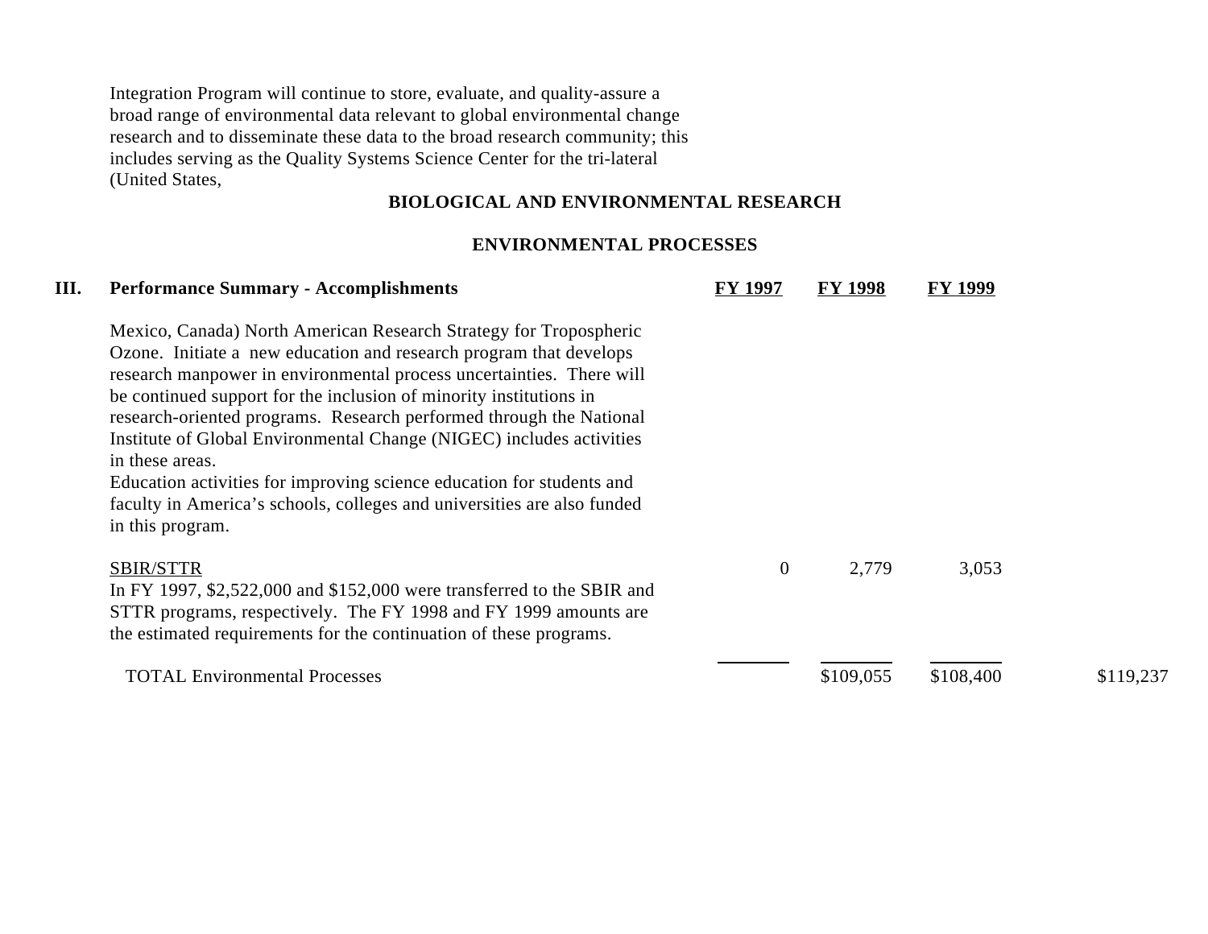Integration Program will continue to store, evaluate, and quality-assure a broad range of environmental data relevant to global environmental change research and to disseminate these data to the broad research community; this includes serving as the Quality Systems Science Center for the tri-lateral (United States,

## BIOLOGICAL AND ENVIRONMENTAL RESEARCH

## ENVIRONMENTAL PROCESSES

| III. Performance Summary - Accomplishments | FY 1997 | FY 1998 | FY 1999 | |
|---|---|---|---|---|
| Mexico, Canada) North American Research Strategy for Tropospheric Ozone. Initiate a new education and research program that develops research manpower in environmental process uncertainties. There will be continued support for the inclusion of minority institutions in research-oriented programs. Research performed through the National Institute of Global Environmental Change (NIGEC) includes activities in these areas. Education activities for improving science education for students and faculty in America's schools, colleges and universities are also funded in this program. | | | | |
| SBIR/STTR<br>In FY 1997, $2,522,000 and $152,000 were transferred to the SBIR and STTR programs, respectively. The FY 1998 and FY 1999 amounts are the estimated requirements for the continuation of these programs. | 0 | 2,779 | 3,053 | |
| TOTAL Environmental Processes | | $109,055 | $108,400 | $119,237 |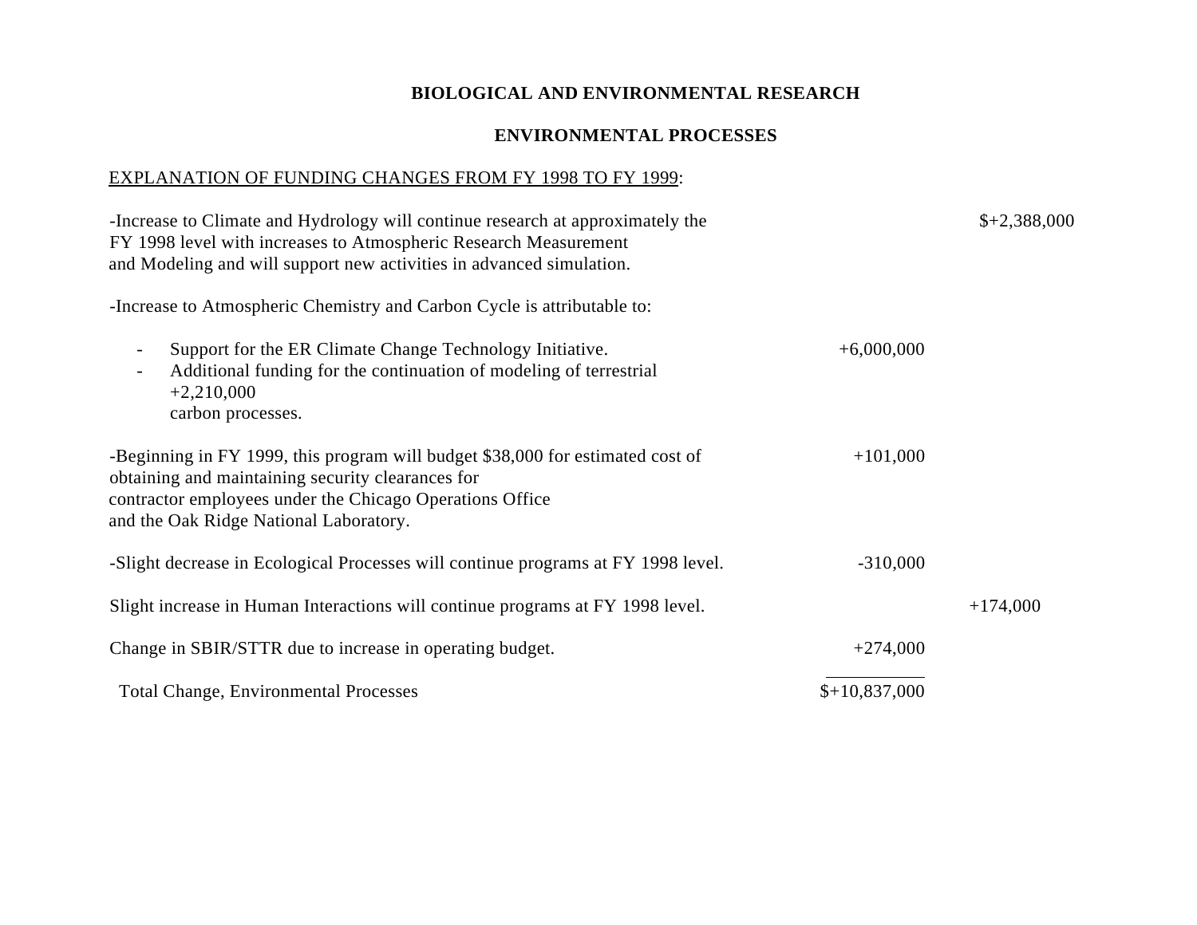**BIOLOGICAL AND ENVIRONMENTAL RESEARCH**

**ENVIRONMENTAL PROCESSES**

EXPLANATION OF FUNDING CHANGES FROM FY 1998 TO FY 1999:

| | | |
|---|---|---|
| -Increase to Climate and Hydrology will continue research at approximately the FY 1998 level with increases to Atmospheric Research Measurement and Modeling and will support new activities in advanced simulation. | | $+2,388,000 |
| -Increase to Atmospheric Chemistry and Carbon Cycle is attributable to: | | |
| - Support for the ER Climate Change Technology Initiative. | +6,000,000 | |
| - Additional funding for the continuation of modeling of terrestrial +2,210,000 carbon processes. | | |
| -Beginning in FY 1999, this program will budget $38,000 for estimated cost of obtaining and maintaining security clearances for contractor employees under the Chicago Operations Office and the Oak Ridge National Laboratory. | +101,000 | |
| -Slight decrease in Ecological Processes will continue programs at FY 1998 level. | -310,000 | |
| Slight increase in Human Interactions will continue programs at FY 1998 level. | | +174,000 |
| Change in SBIR/STTR due to increase in operating budget. | +274,000 | |
| Total Change, Environmental Processes | $+10,837,000 | |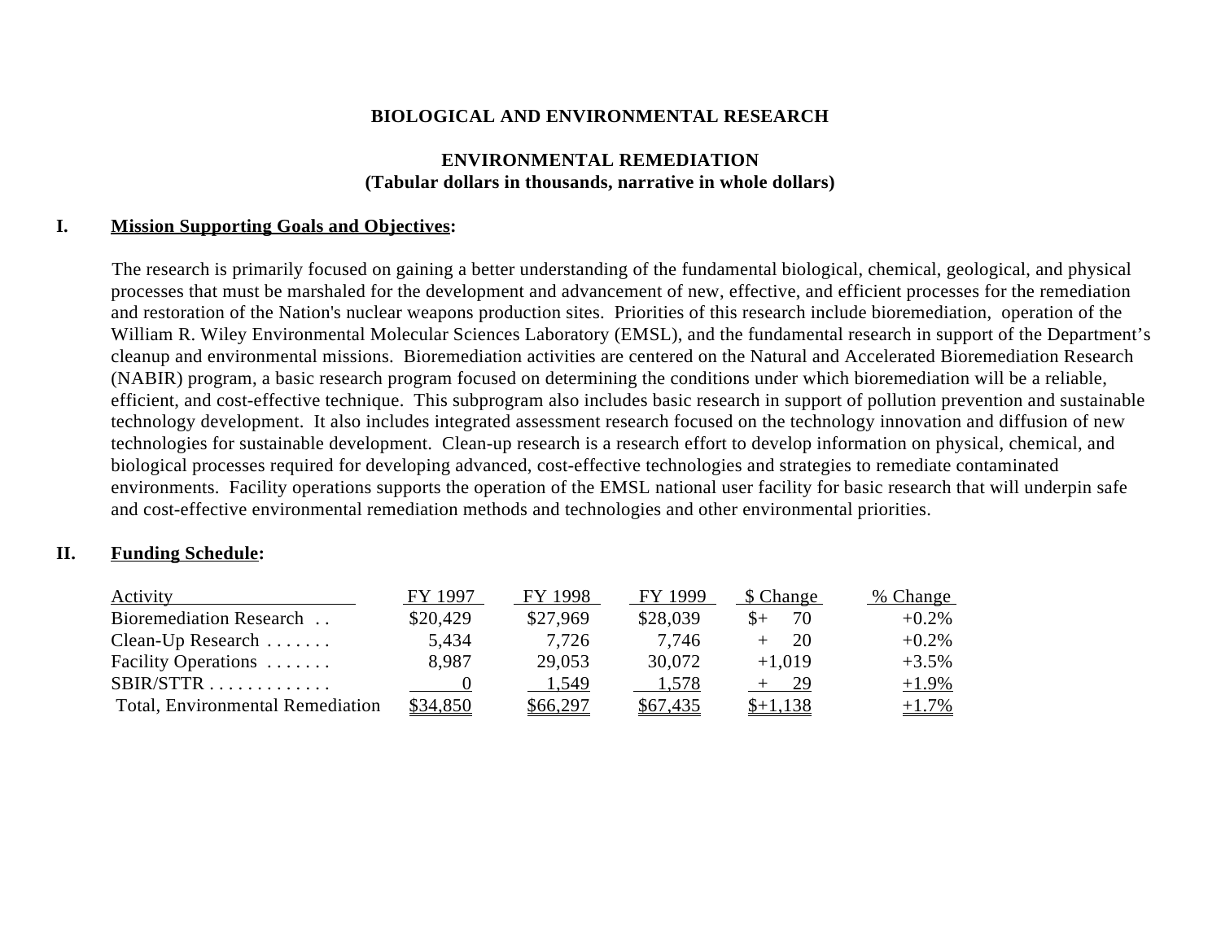# BIOLOGICAL AND ENVIRONMENTAL RESEARCH

## ENVIRONMENTAL REMEDIATION
**(Tabular dollars in thousands, narrative in whole dollars)**

### I. Mission Supporting Goals and Objectives:

The research is primarily focused on gaining a better understanding of the fundamental biological, chemical, geological, and physical processes that must be marshaled for the development and advancement of new, effective, and efficient processes for the remediation and restoration of the Nation's nuclear weapons production sites. Priorities of this research include bioremediation, operation of the William R. Wiley Environmental Molecular Sciences Laboratory (EMSL), and the fundamental research in support of the Department's cleanup and environmental missions. Bioremediation activities are centered on the Natural and Accelerated Bioremediation Research (NABIR) program, a basic research program focused on determining the conditions under which bioremediation will be a reliable, efficient, and cost-effective technique. This subprogram also includes basic research in support of pollution prevention and sustainable technology development. It also includes integrated assessment research focused on the technology innovation and diffusion of new technologies for sustainable development. Clean-up research is a research effort to develop information on physical, chemical, and biological processes required for developing advanced, cost-effective technologies and strategies to remediate contaminated environments. Facility operations supports the operation of the EMSL national user facility for basic research that will underpin safe and cost-effective environmental remediation methods and technologies and other environmental priorities.

### II. Funding Schedule:

| Activity | FY 1997 | FY 1998 | FY 1999 | $ Change | % Change |
|---|---|---|---|---|---|
| Bioremediation Research | $20,429 | $27,969 | $28,039 | $+ 70 | +0.2% |
| Clean-Up Research | 5,434 | 7,726 | 7,746 | + 20 | +0.2% |
| Facility Operations | 8,987 | 29,053 | 30,072 | +1,019 | +3.5% |
| SBIR/STTR | 0 | 1,549 | 1,578 | + 29 | +1.9% |
| Total, Environmental Remediation | $34,850 | $66,297 | $67,435 | $+1,138 | +1.7% |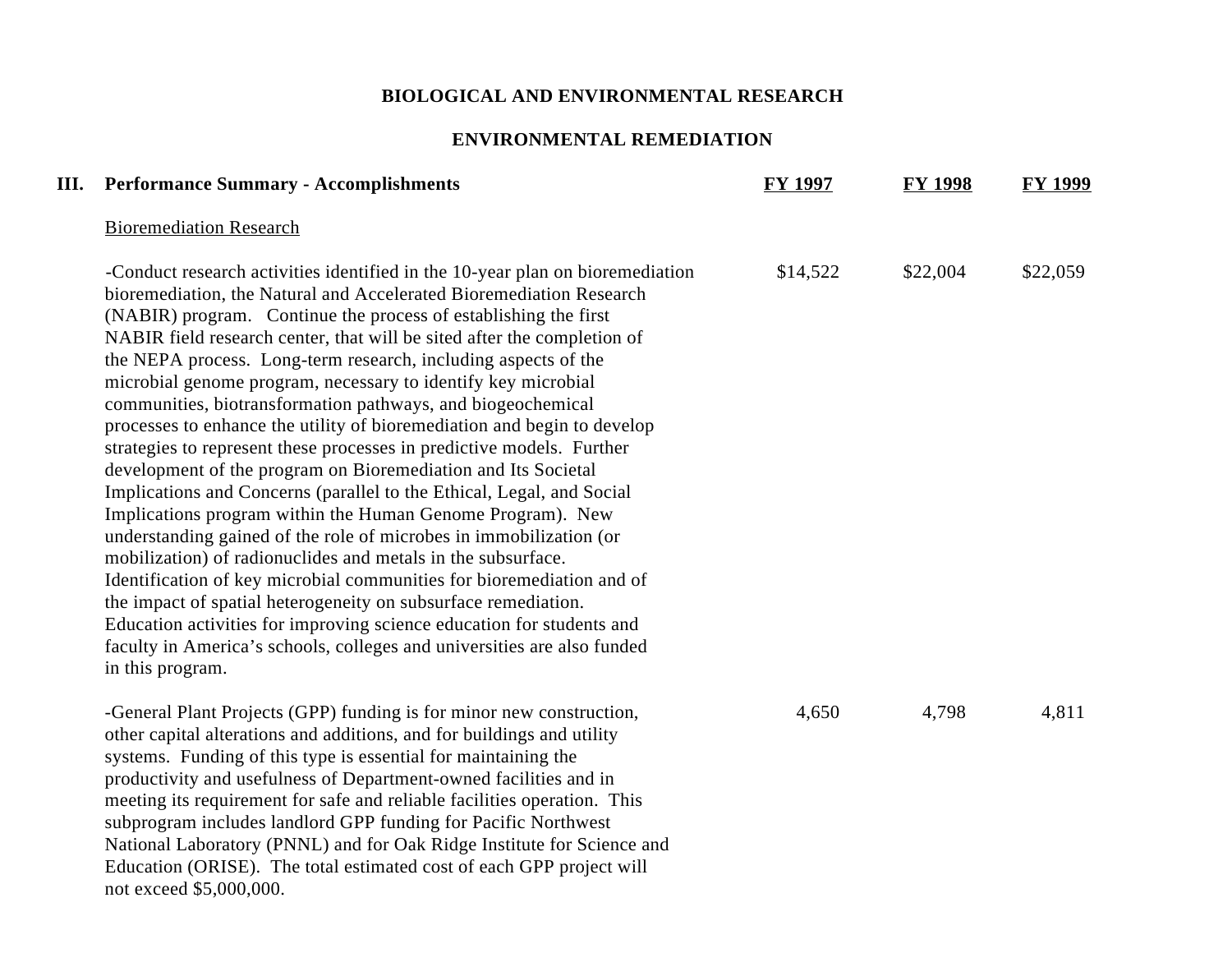# BIOLOGICAL AND ENVIRONMENTAL RESEARCH

## ENVIRONMENTAL REMEDIATION

| III. Performance Summary - Accomplishments | FY 1997 | FY 1998 | FY 1999 |
|---|---|---|---|
| Bioremediation Research | | | |
| -Conduct research activities identified in the 10-year plan on bioremediation bioremediation, the Natural and Accelerated Bioremediation Research (NABIR) program. Continue the process of establishing the first NABIR field research center, that will be sited after the completion of the NEPA process. Long-term research, including aspects of the microbial genome program, necessary to identify key microbial communities, biotransformation pathways, and biogeochemical processes to enhance the utility of bioremediation and begin to develop strategies to represent these processes in predictive models. Further development of the program on Bioremediation and Its Societal Implications and Concerns (parallel to the Ethical, Legal, and Social Implications program within the Human Genome Program). New understanding gained of the role of microbes in immobilization (or mobilization) of radionuclides and metals in the subsurface. Identification of key microbial communities for bioremediation and of the impact of spatial heterogeneity on subsurface remediation. Education activities for improving science education for students and faculty in America's schools, colleges and universities are also funded in this program. | $14,522 | $22,004 | $22,059 |
| -General Plant Projects (GPP) funding is for minor new construction, other capital alterations and additions, and for buildings and utility systems. Funding of this type is essential for maintaining the productivity and usefulness of Department-owned facilities and in meeting its requirement for safe and reliable facilities operation. This subprogram includes landlord GPP funding for Pacific Northwest National Laboratory (PNNL) and for Oak Ridge Institute for Science and Education (ORISE). The total estimated cost of each GPP project will not exceed $5,000,000. | 4,650 | 4,798 | 4,811 |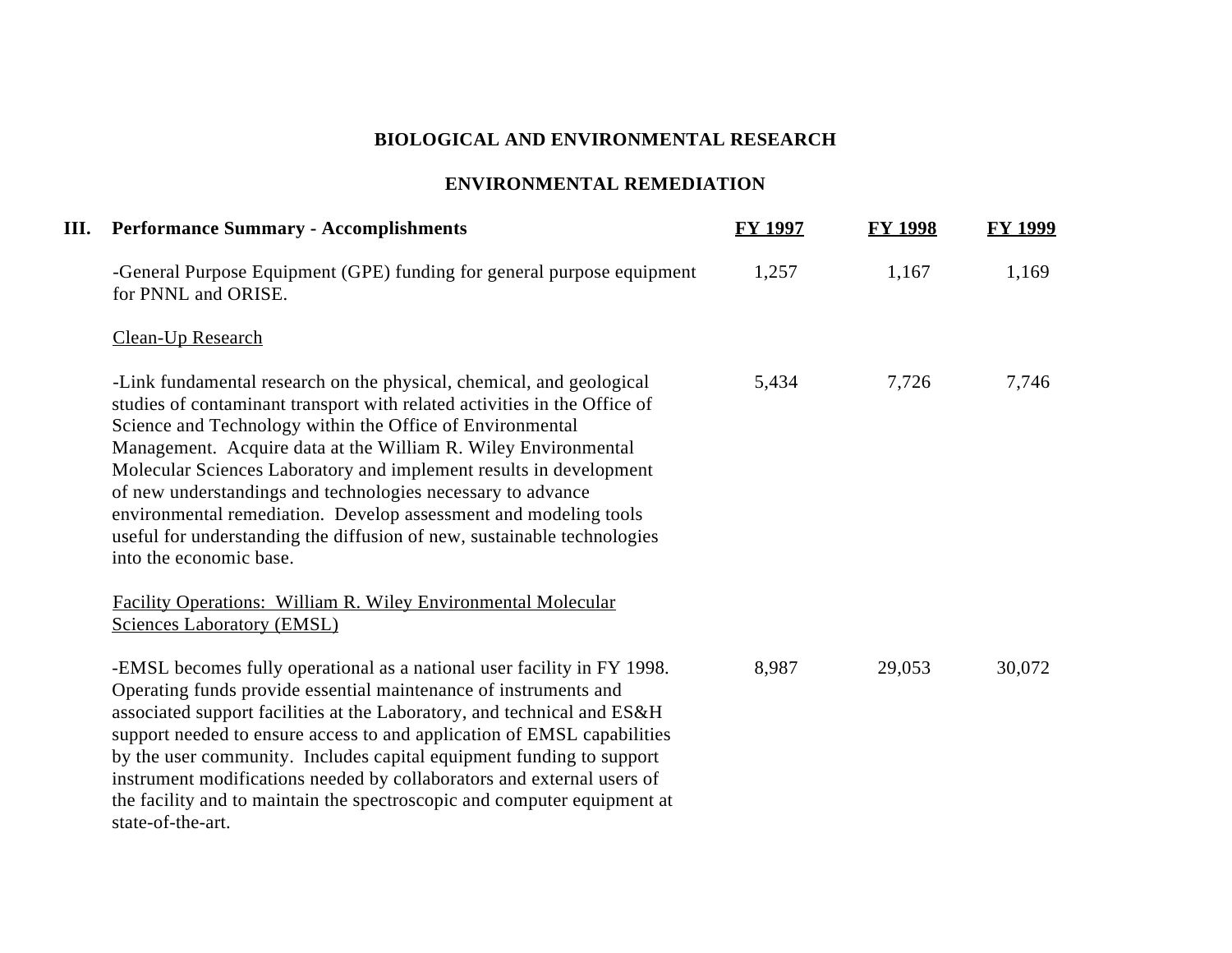# BIOLOGICAL AND ENVIRONMENTAL RESEARCH

## ENVIRONMENTAL REMEDIATION

| **III. Performance Summary - Accomplishments** | **FY 1997** | **FY 1998** | **FY 1999** |
|---|---|---|---|
| -General Purpose Equipment (GPE) funding for general purpose equipment for PNNL and ORISE. | 1,257 | 1,167 | 1,169 |
| Clean-Up Research | | | |
| -Link fundamental research on the physical, chemical, and geological studies of contaminant transport with related activities in the Office of Science and Technology within the Office of Environmental Management. Acquire data at the William R. Wiley Environmental Molecular Sciences Laboratory and implement results in development of new understandings and technologies necessary to advance environmental remediation. Develop assessment and modeling tools useful for understanding the diffusion of new, sustainable technologies into the economic base. | 5,434 | 7,726 | 7,746 |
| Facility Operations: William R. Wiley Environmental Molecular Sciences Laboratory (EMSL) | | | |
| -EMSL becomes fully operational as a national user facility in FY 1998. Operating funds provide essential maintenance of instruments and associated support facilities at the Laboratory, and technical and ES&H support needed to ensure access to and application of EMSL capabilities by the user community. Includes capital equipment funding to support instrument modifications needed by collaborators and external users of the facility and to maintain the spectroscopic and computer equipment at state-of-the-art. | 8,987 | 29,053 | 30,072 |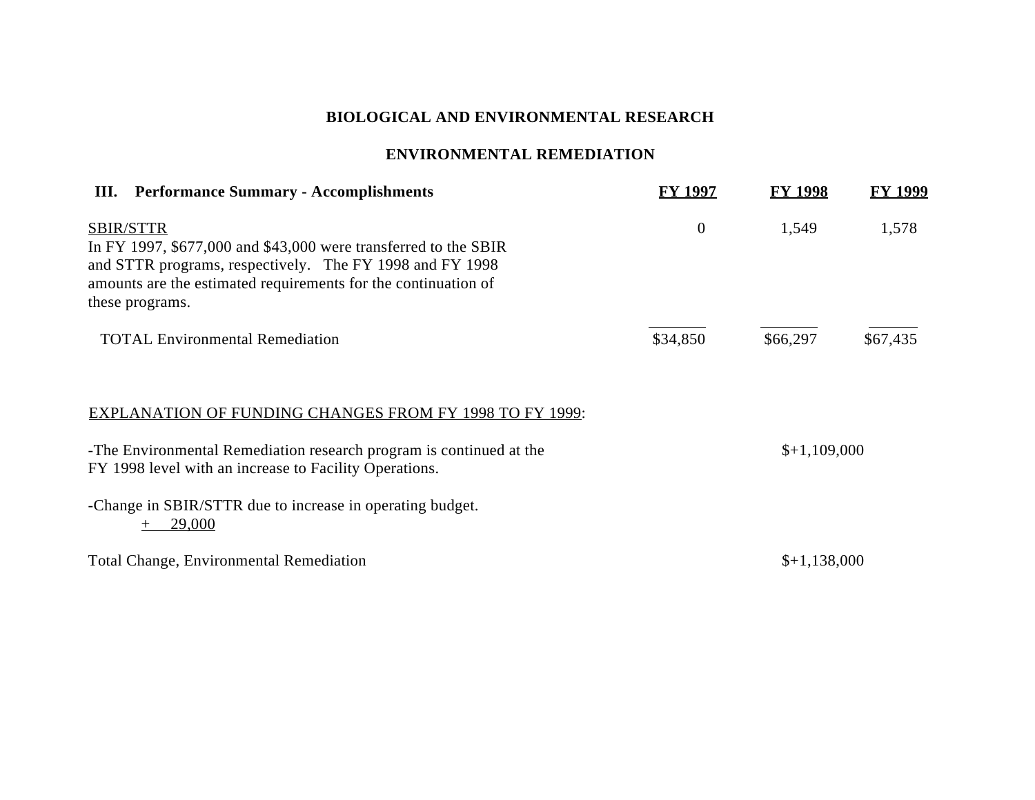# BIOLOGICAL AND ENVIRONMENTAL RESEARCH

## ENVIRONMENTAL REMEDIATION

| III. Performance Summary - Accomplishments | FY 1997 | FY 1998 | FY 1999 |
|---|---|---|---|
| SBIR/STTR<br>In FY 1997, $677,000 and $43,000 were transferred to the SBIR and STTR programs, respectively. The FY 1998 and FY 1998 amounts are the estimated requirements for the continuation of these programs. | 0 | 1,549 | 1,578 |
| TOTAL Environmental Remediation | $34,850 | $66,297 | $67,435 |

EXPLANATION OF FUNDING CHANGES FROM FY 1998 TO FY 1999:

| | |
|---|---|
| -The Environmental Remediation research program is continued at the FY 1998 level with an increase to Facility Operations. | $+1,109,000 |
| -Change in SBIR/STTR due to increase in operating budget. | + 29,000 |
| Total Change, Environmental Remediation | $+1,138,000 |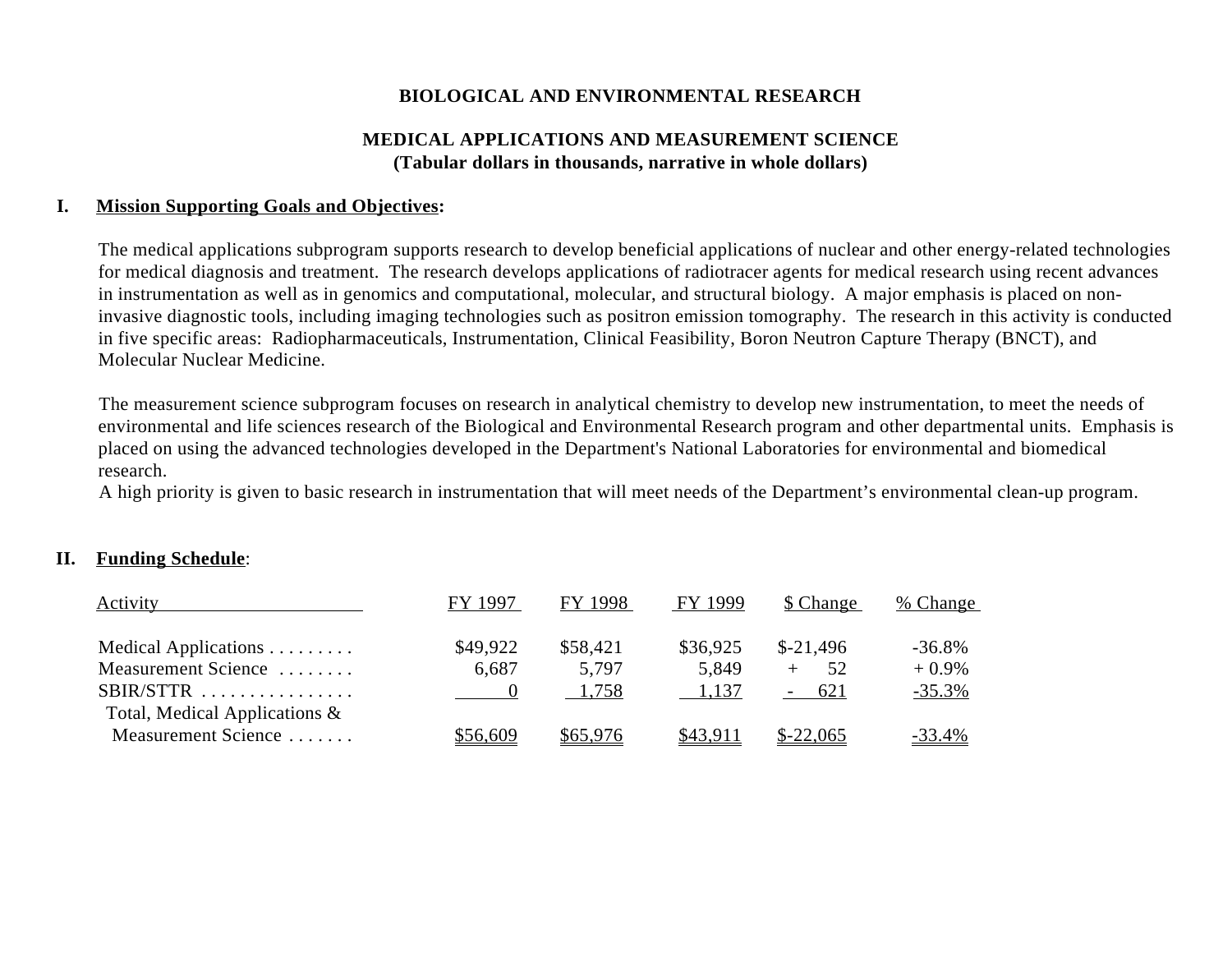# BIOLOGICAL AND ENVIRONMENTAL RESEARCH

## MEDICAL APPLICATIONS AND MEASUREMENT SCIENCE
**(Tabular dollars in thousands, narrative in whole dollars)**

### I. Mission Supporting Goals and Objectives:

The medical applications subprogram supports research to develop beneficial applications of nuclear and other energy-related technologies for medical diagnosis and treatment. The research develops applications of radiotracer agents for medical research using recent advances in instrumentation as well as in genomics and computational, molecular, and structural biology. A major emphasis is placed on non-invasive diagnostic tools, including imaging technologies such as positron emission tomography. The research in this activity is conducted in five specific areas: Radiopharmaceuticals, Instrumentation, Clinical Feasibility, Boron Neutron Capture Therapy (BNCT), and Molecular Nuclear Medicine.

The measurement science subprogram focuses on research in analytical chemistry to develop new instrumentation, to meet the needs of environmental and life sciences research of the Biological and Environmental Research program and other departmental units. Emphasis is placed on using the advanced technologies developed in the Department's National Laboratories for environmental and biomedical research.
A high priority is given to basic research in instrumentation that will meet needs of the Department's environmental clean-up program.

### II. Funding Schedule:

| Activity | FY 1997 | FY 1998 | FY 1999 | $ Change | % Change |
|---|---|---|---|---|---|
| Medical Applications | $49,922 | $58,421 | $36,925 | $-21,496 | -36.8% |
| Measurement Science | 6,687 | 5,797 | 5,849 | + 52 | + 0.9% |
| SBIR/STTR | 0 | 1,758 | 1,137 | - 621 | -35.3% |
| Total, Medical Applications & Measurement Science | $56,609 | $65,976 | $43,911 | $-22,065 | -33.4% |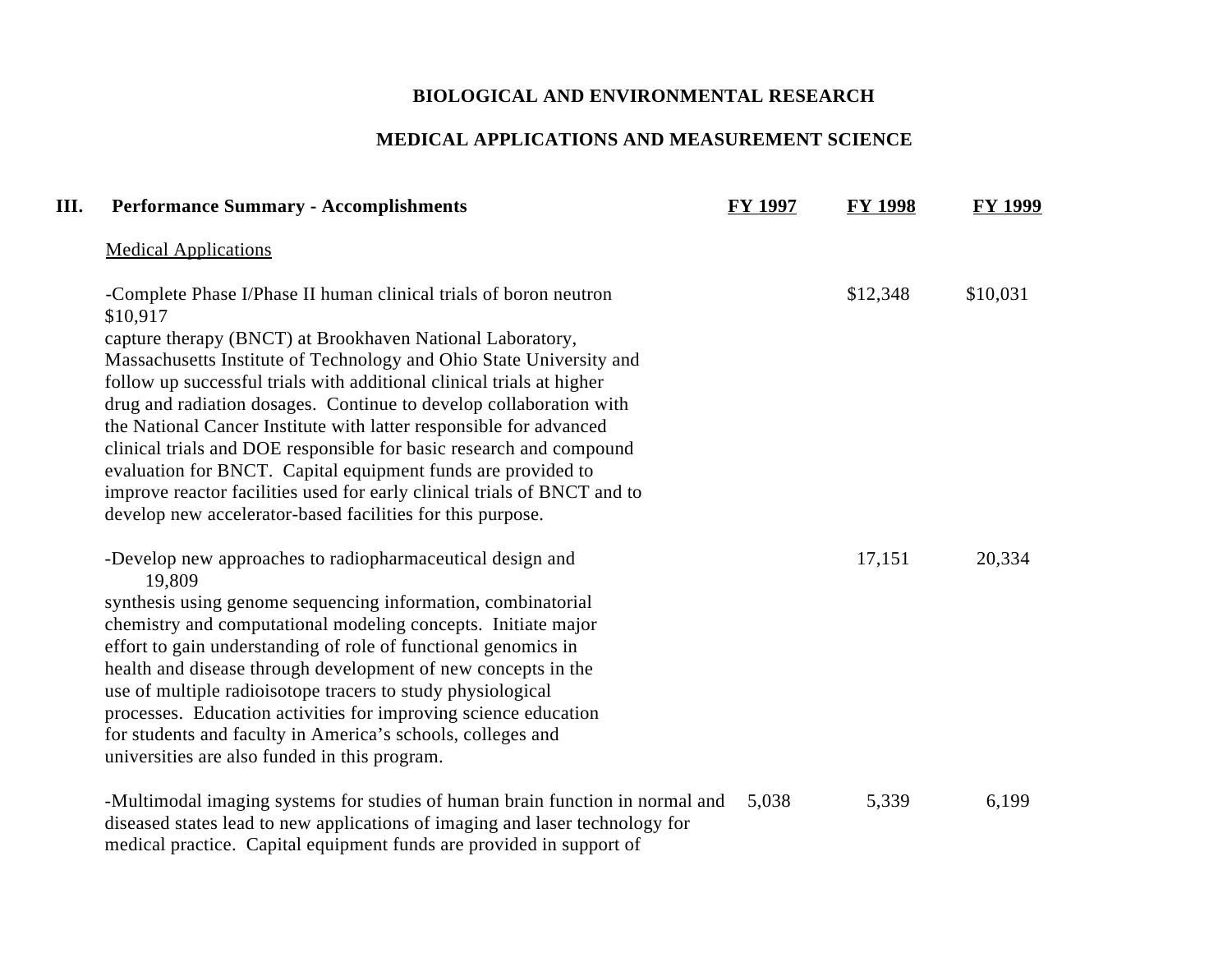**BIOLOGICAL AND ENVIRONMENTAL RESEARCH**

**MEDICAL APPLICATIONS AND MEASUREMENT SCIENCE**

## III. Performance Summary - Accomplishments

| | FY 1997 | FY 1998 | FY 1999 |
|---|---|---|---|
| Medical Applications | | | |
| -Complete Phase I/Phase II human clinical trials of boron neutron capture therapy (BNCT) at Brookhaven National Laboratory, Massachusetts Institute of Technology and Ohio State University and follow up successful trials with additional clinical trials at higher drug and radiation dosages. Continue to develop collaboration with the National Cancer Institute with latter responsible for advanced clinical trials and DOE responsible for basic research and compound evaluation for BNCT. Capital equipment funds are provided to improve reactor facilities used for early clinical trials of BNCT and to develop new accelerator-based facilities for this purpose. | $10,917 | $12,348 | $10,031 |
| -Develop new approaches to radiopharmaceutical design and synthesis using genome sequencing information, combinatorial chemistry and computational modeling concepts. Initiate major effort to gain understanding of role of functional genomics in health and disease through development of new concepts in the use of multiple radioisotope tracers to study physiological processes. Education activities for improving science education for students and faculty in America's schools, colleges and universities are also funded in this program. | 19,809 | 17,151 | 20,334 |
| -Multimodal imaging systems for studies of human brain function in normal and diseased states lead to new applications of imaging and laser technology for medical practice. Capital equipment funds are provided in support of | 5,038 | 5,339 | 6,199 |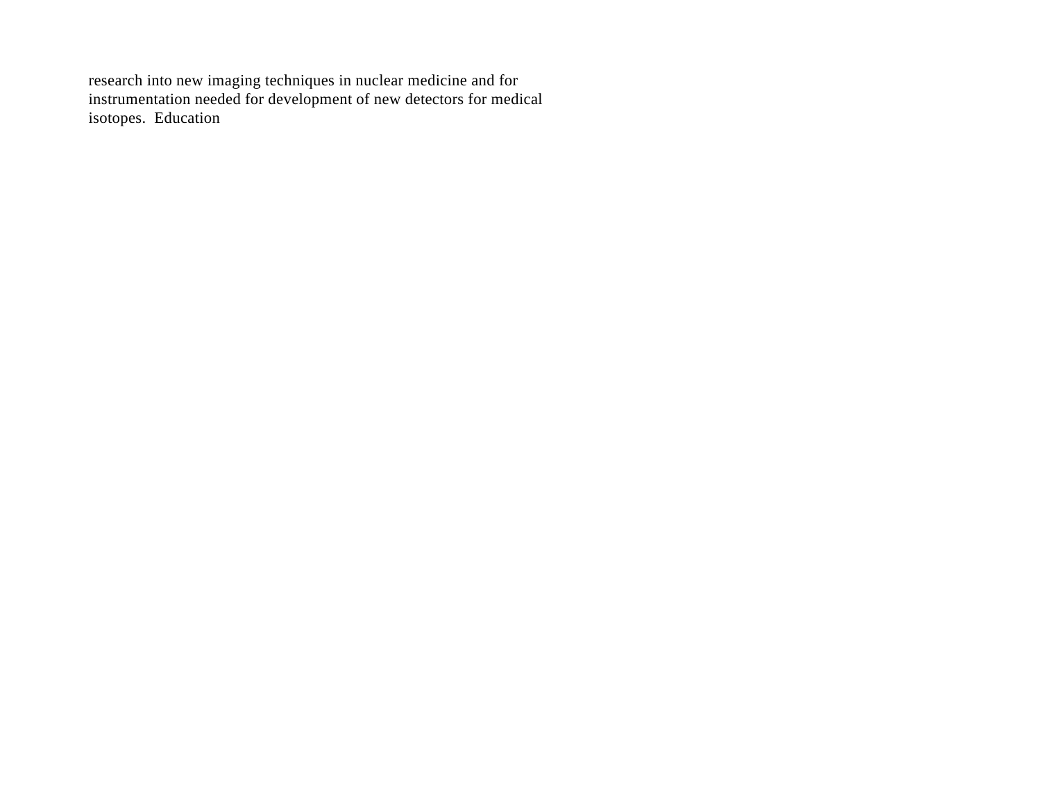research into new imaging techniques in nuclear medicine and for instrumentation needed for development of new detectors for medical isotopes.  Education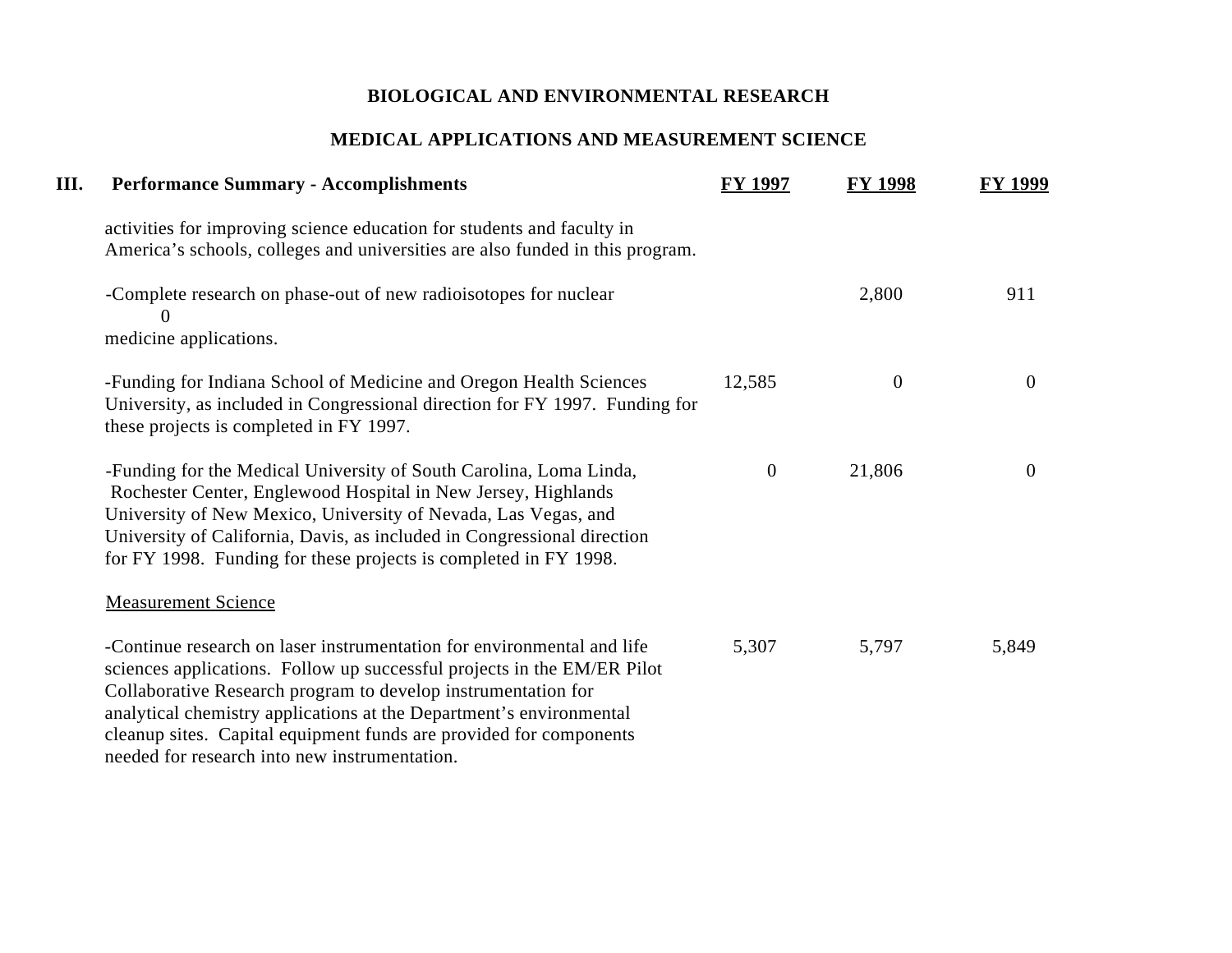# BIOLOGICAL AND ENVIRONMENTAL RESEARCH

## MEDICAL APPLICATIONS AND MEASUREMENT SCIENCE

| III. Performance Summary - Accomplishments | FY 1997 | FY 1998 | FY 1999 |
|---|---|---|---|
| activities for improving science education for students and faculty in America's schools, colleges and universities are also funded in this program. | | | |
| -Complete research on phase-out of new radioisotopes for nuclear medicine applications. | 0 | 2,800 | 911 |
| -Funding for Indiana School of Medicine and Oregon Health Sciences University, as included in Congressional direction for FY 1997. Funding for these projects is completed in FY 1997. | 12,585 | 0 | 0 |
| -Funding for the Medical University of South Carolina, Loma Linda, Rochester Center, Englewood Hospital in New Jersey, Highlands University of New Mexico, University of Nevada, Las Vegas, and University of California, Davis, as included in Congressional direction for FY 1998. Funding for these projects is completed in FY 1998. | 0 | 21,806 | 0 |
| Measurement Science | | | |
| -Continue research on laser instrumentation for environmental and life sciences applications. Follow up successful projects in the EM/ER Pilot Collaborative Research program to develop instrumentation for analytical chemistry applications at the Department's environmental cleanup sites. Capital equipment funds are provided for components needed for research into new instrumentation. | 5,307 | 5,797 | 5,849 |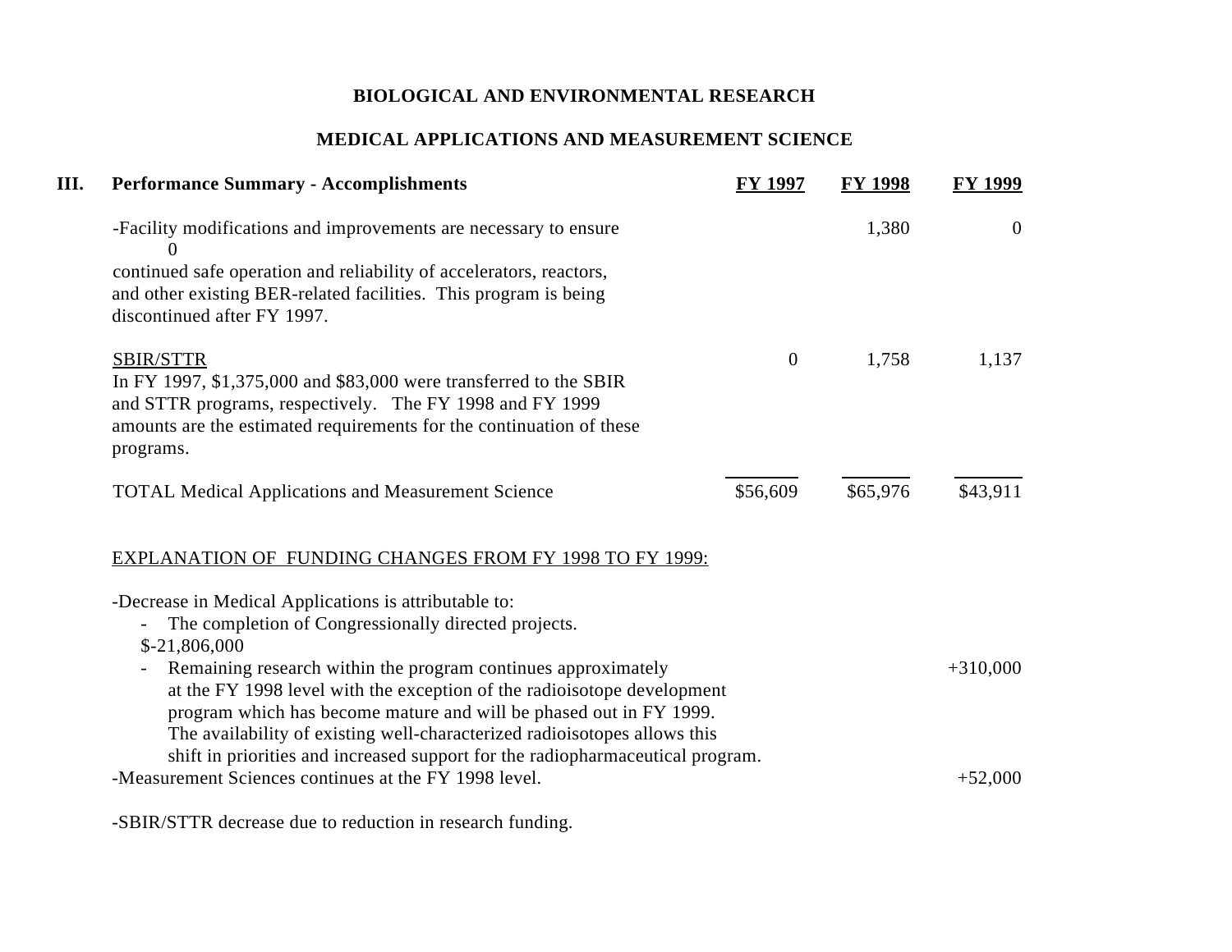**BIOLOGICAL AND ENVIRONMENTAL RESEARCH**

**MEDICAL APPLICATIONS AND MEASUREMENT SCIENCE**

| III. Performance Summary - Accomplishments | FY 1997 | FY 1998 | FY 1999 |
|---|---|---|---|
| -Facility modifications and improvements are necessary to ensure continued safe operation and reliability of accelerators, reactors, and other existing BER-related facilities. This program is being discontinued after FY 1997. | 0 | 1,380 | 0 |
| SBIR/STTR<br>In FY 1997, $1,375,000 and $83,000 were transferred to the SBIR and STTR programs, respectively. The FY 1998 and FY 1999 amounts are the estimated requirements for the continuation of these programs. | 0 | 1,758 | 1,137 |
| TOTAL Medical Applications and Measurement Science | $56,609 | $65,976 | $43,911 |

EXPLANATION OF FUNDING CHANGES FROM FY 1998 TO FY 1999:

-Decrease in Medical Applications is attributable to:

- The completion of Congressionally directed projects. $-21,806,000
- Remaining research within the program continues approximately at the FY 1998 level with the exception of the radioisotope development program which has become mature and will be phased out in FY 1999. The availability of existing well-characterized radioisotopes allows this shift in priorities and increased support for the radiopharmaceutical program. +310,000

-Measurement Sciences continues at the FY 1998 level. +52,000

-SBIR/STTR decrease due to reduction in research funding.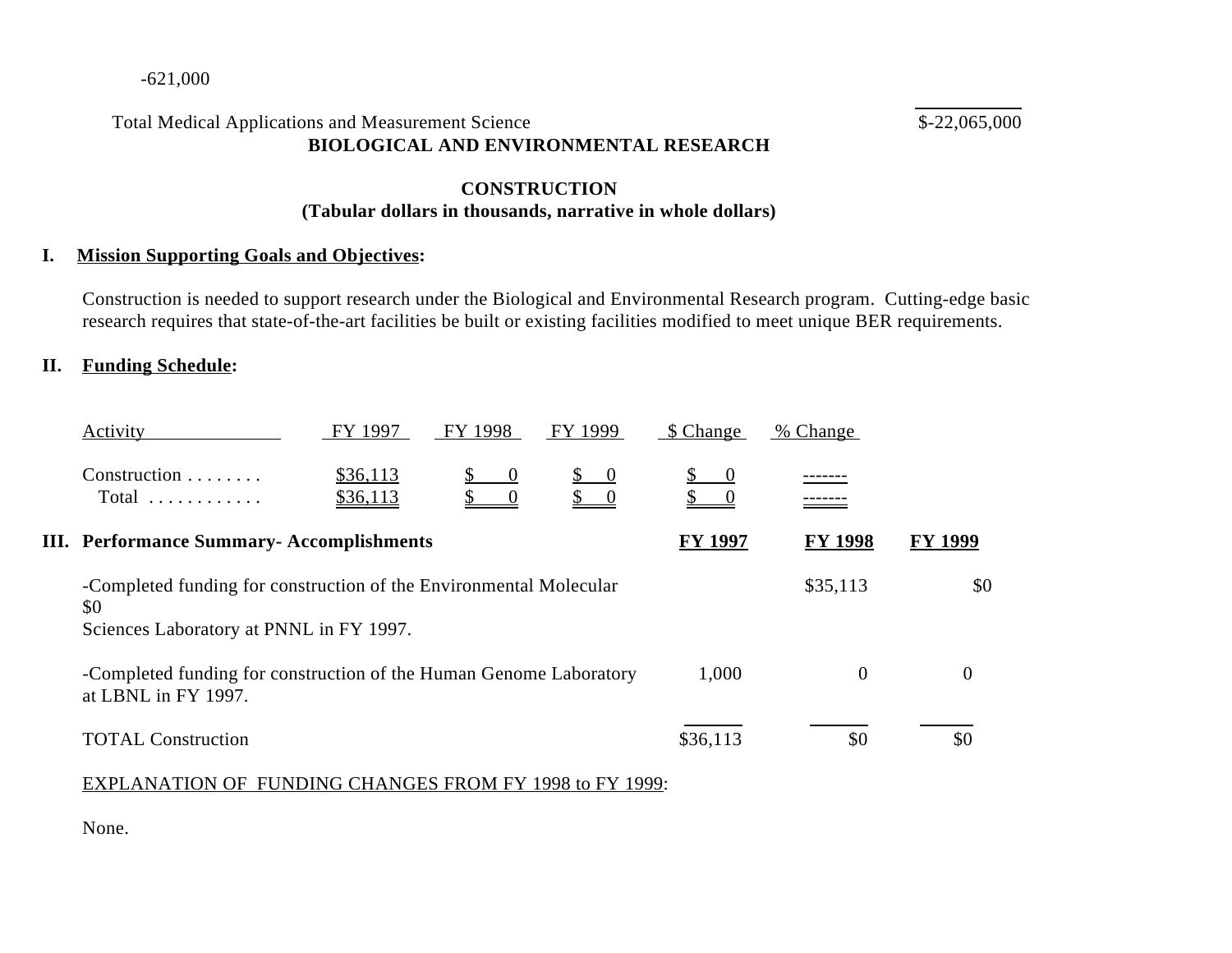-621,000

Total Medical Applications and Measurement Science $-22,065,000

# BIOLOGICAL AND ENVIRONMENTAL RESEARCH

## CONSTRUCTION
**(Tabular dollars in thousands, narrative in whole dollars)**

**I. Mission Supporting Goals and Objectives:**

Construction is needed to support research under the Biological and Environmental Research program. Cutting-edge basic research requires that state-of-the-art facilities be built or existing facilities modified to meet unique BER requirements.

**II. Funding Schedule:**

| Activity | FY 1997 | FY 1998 | FY 1999 | $ Change | % Change |
|---|---|---|---|---|---|
| Construction . . . . . . . . | $36,113 | $ 0 | $ 0 | $ 0 | ------- |
| Total . . . . . . . . . . . . | $36,113 | $ 0 | $ 0 | $ 0 | ------- |

**III. Performance Summary- Accomplishments**

| | FY 1997 | FY 1998 | FY 1999 |
|---|---|---|---|
| -Completed funding for construction of the Environmental Molecular Sciences Laboratory at PNNL in FY 1997. | $35,113 | $0 | $0 |
| -Completed funding for construction of the Human Genome Laboratory at LBNL in FY 1997. | 1,000 | 0 | 0 |
| TOTAL Construction | $36,113 | $0 | $0 |

EXPLANATION OF FUNDING CHANGES FROM FY 1998 to FY 1999:

None.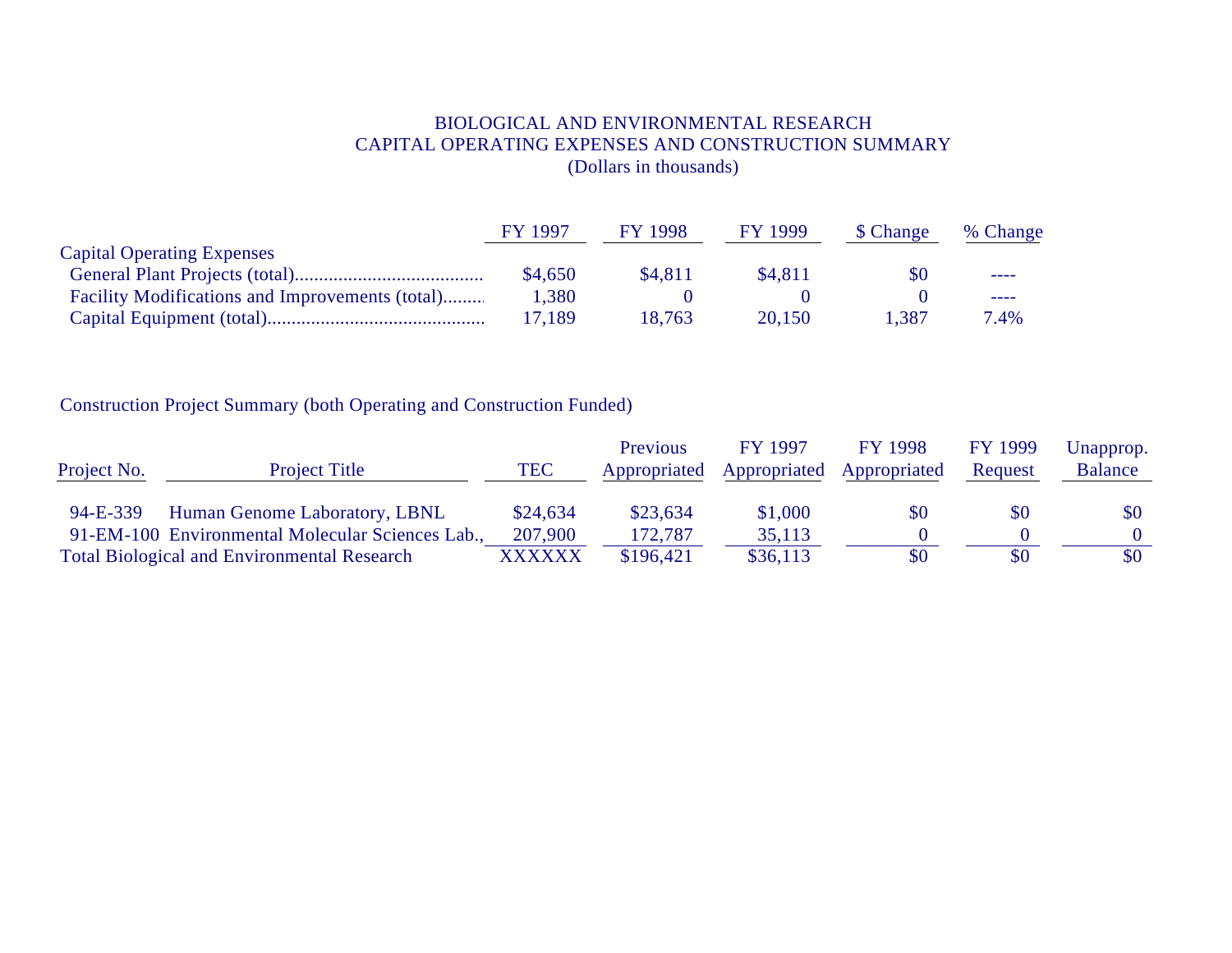# BIOLOGICAL AND ENVIRONMENTAL RESEARCH
## CAPITAL OPERATING EXPENSES AND CONSTRUCTION SUMMARY
(Dollars in thousands)

| | FY 1997 | FY 1998 | FY 1999 | $ Change | % Change |
|---|---|---|---|---|---|
| Capital Operating Expenses | | | | | |
| General Plant Projects (total)...................................... | $4,650 | $4,811 | $4,811 | $0 | ---- |
| Facility Modifications and Improvements (total)......... | 1,380 | 0 | 0 | 0 | ---- |
| Capital Equipment (total)............................................ | 17,189 | 18,763 | 20,150 | 1,387 | 7.4% |

Construction Project Summary (both Operating and Construction Funded)

| Project No. | Project Title | TEC | Previous Appropriated | FY 1997 Appropriated | FY 1998 Appropriated | FY 1999 Request | Unapprop. Balance |
|---|---|---|---|---|---|---|---|
| 94-E-339 | Human Genome Laboratory, LBNL | $24,634 | $23,634 | $1,000 | $0 | $0 | $0 |
| 91-EM-100 | Environmental Molecular Sciences Lab., | 207,900 | 172,787 | 35,113 | 0 | 0 | 0 |
| Total Biological and Environmental Research | | XXXXXX | $196,421 | $36,113 | $0 | $0 | $0 |